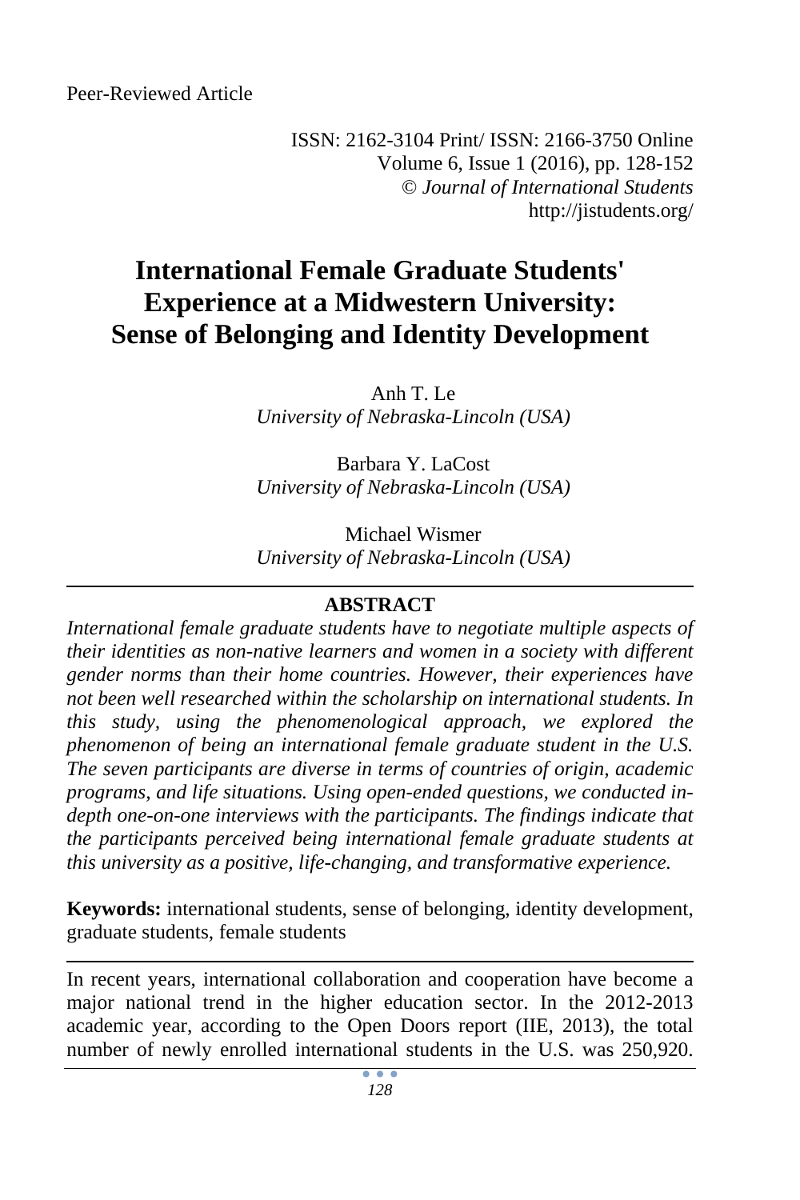Peer-Reviewed Article

ISSN: 2162-3104 Print/ ISSN: 2166-3750 Online
Volume 6, Issue 1 (2016), pp. 128-152
© *Journal of International Students*
http://jistudents.org/

# International Female Graduate Students' Experience at a Midwestern University: Sense of Belonging and Identity Development

Anh T. Le
*University of Nebraska-Lincoln (USA)*

Barbara Y. LaCost
*University of Nebraska-Lincoln (USA)*

Michael Wismer
*University of Nebraska-Lincoln (USA)*

## ABSTRACT

*International female graduate students have to negotiate multiple aspects of their identities as non-native learners and women in a society with different gender norms than their home countries. However, their experiences have not been well researched within the scholarship on international students. In this study, using the phenomenological approach, we explored the phenomenon of being an international female graduate student in the U.S. The seven participants are diverse in terms of countries of origin, academic programs, and life situations. Using open-ended questions, we conducted in-depth one-on-one interviews with the participants. The findings indicate that the participants perceived being international female graduate students at this university as a positive, life-changing, and transformative experience.*

**Keywords:** international students, sense of belonging, identity development, graduate students, female students

In recent years, international collaboration and cooperation have become a major national trend in the higher education sector. In the 2012-2013 academic year, according to the Open Doors report (IIE, 2013), the total number of newly enrolled international students in the U.S. was 250,920.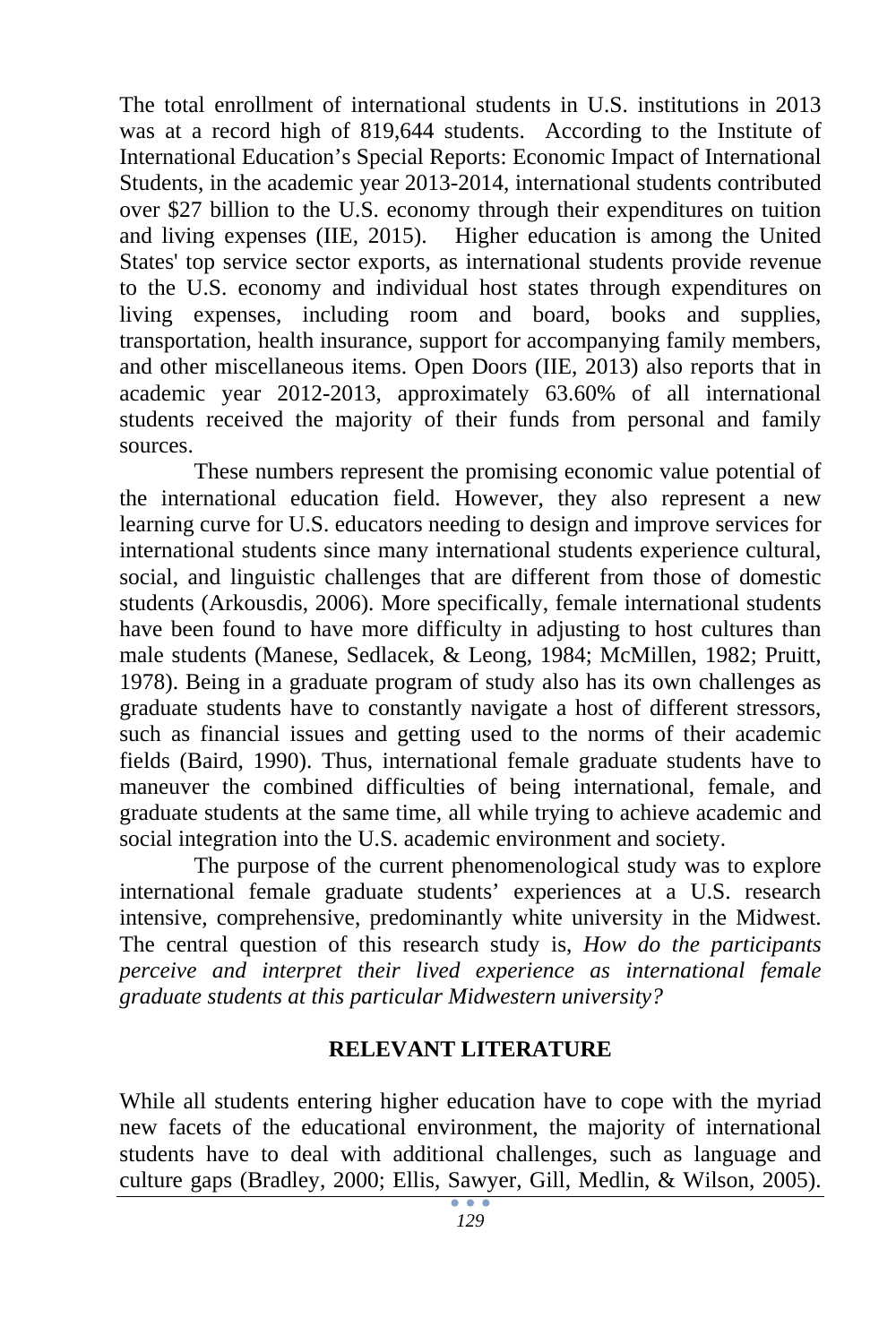The total enrollment of international students in U.S. institutions in 2013 was at a record high of 819,644 students. According to the Institute of International Education's Special Reports: Economic Impact of International Students, in the academic year 2013-2014, international students contributed over $27 billion to the U.S. economy through their expenditures on tuition and living expenses (IIE, 2015). Higher education is among the United States' top service sector exports, as international students provide revenue to the U.S. economy and individual host states through expenditures on living expenses, including room and board, books and supplies, transportation, health insurance, support for accompanying family members, and other miscellaneous items. Open Doors (IIE, 2013) also reports that in academic year 2012-2013, approximately 63.60% of all international students received the majority of their funds from personal and family sources.

These numbers represent the promising economic value potential of the international education field. However, they also represent a new learning curve for U.S. educators needing to design and improve services for international students since many international students experience cultural, social, and linguistic challenges that are different from those of domestic students (Arkousdis, 2006). More specifically, female international students have been found to have more difficulty in adjusting to host cultures than male students (Manese, Sedlacek, & Leong, 1984; McMillen, 1982; Pruitt, 1978). Being in a graduate program of study also has its own challenges as graduate students have to constantly navigate a host of different stressors, such as financial issues and getting used to the norms of their academic fields (Baird, 1990). Thus, international female graduate students have to maneuver the combined difficulties of being international, female, and graduate students at the same time, all while trying to achieve academic and social integration into the U.S. academic environment and society.

The purpose of the current phenomenological study was to explore international female graduate students' experiences at a U.S. research intensive, comprehensive, predominantly white university in the Midwest. The central question of this research study is, *How do the participants perceive and interpret their lived experience as international female graduate students at this particular Midwestern university?*

## RELEVANT LITERATURE

While all students entering higher education have to cope with the myriad new facets of the educational environment, the majority of international students have to deal with additional challenges, such as language and culture gaps (Bradley, 2000; Ellis, Sawyer, Gill, Medlin, & Wilson, 2005).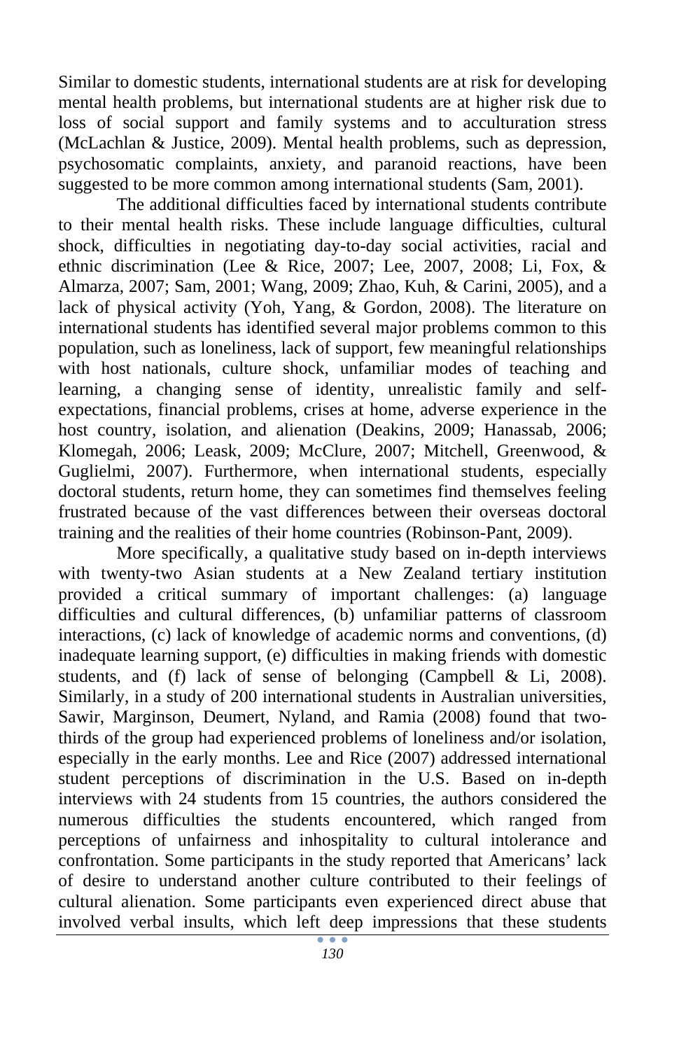Similar to domestic students, international students are at risk for developing mental health problems, but international students are at higher risk due to loss of social support and family systems and to acculturation stress (McLachlan & Justice, 2009). Mental health problems, such as depression, psychosomatic complaints, anxiety, and paranoid reactions, have been suggested to be more common among international students (Sam, 2001).

The additional difficulties faced by international students contribute to their mental health risks. These include language difficulties, cultural shock, difficulties in negotiating day-to-day social activities, racial and ethnic discrimination (Lee & Rice, 2007; Lee, 2007, 2008; Li, Fox, & Almarza, 2007; Sam, 2001; Wang, 2009; Zhao, Kuh, & Carini, 2005), and a lack of physical activity (Yoh, Yang, & Gordon, 2008). The literature on international students has identified several major problems common to this population, such as loneliness, lack of support, few meaningful relationships with host nationals, culture shock, unfamiliar modes of teaching and learning, a changing sense of identity, unrealistic family and self-expectations, financial problems, crises at home, adverse experience in the host country, isolation, and alienation (Deakins, 2009; Hanassab, 2006; Klomegah, 2006; Leask, 2009; McClure, 2007; Mitchell, Greenwood, & Guglielmi, 2007). Furthermore, when international students, especially doctoral students, return home, they can sometimes find themselves feeling frustrated because of the vast differences between their overseas doctoral training and the realities of their home countries (Robinson-Pant, 2009).

More specifically, a qualitative study based on in-depth interviews with twenty-two Asian students at a New Zealand tertiary institution provided a critical summary of important challenges: (a) language difficulties and cultural differences, (b) unfamiliar patterns of classroom interactions, (c) lack of knowledge of academic norms and conventions, (d) inadequate learning support, (e) difficulties in making friends with domestic students, and (f) lack of sense of belonging (Campbell & Li, 2008). Similarly, in a study of 200 international students in Australian universities, Sawir, Marginson, Deumert, Nyland, and Ramia (2008) found that two-thirds of the group had experienced problems of loneliness and/or isolation, especially in the early months. Lee and Rice (2007) addressed international student perceptions of discrimination in the U.S. Based on in-depth interviews with 24 students from 15 countries, the authors considered the numerous difficulties the students encountered, which ranged from perceptions of unfairness and inhospitality to cultural intolerance and confrontation. Some participants in the study reported that Americans' lack of desire to understand another culture contributed to their feelings of cultural alienation. Some participants even experienced direct abuse that involved verbal insults, which left deep impressions that these students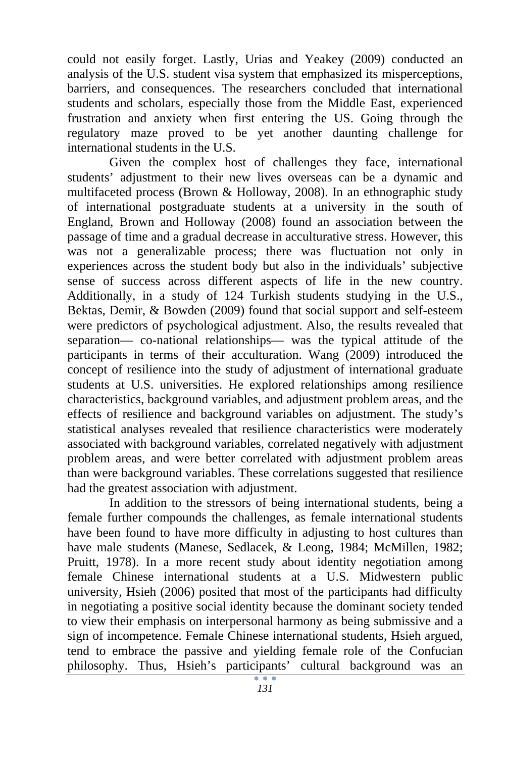could not easily forget. Lastly, Urias and Yeakey (2009) conducted an analysis of the U.S. student visa system that emphasized its misperceptions, barriers, and consequences. The researchers concluded that international students and scholars, especially those from the Middle East, experienced frustration and anxiety when first entering the US. Going through the regulatory maze proved to be yet another daunting challenge for international students in the U.S.

Given the complex host of challenges they face, international students' adjustment to their new lives overseas can be a dynamic and multifaceted process (Brown & Holloway, 2008). In an ethnographic study of international postgraduate students at a university in the south of England, Brown and Holloway (2008) found an association between the passage of time and a gradual decrease in acculturative stress. However, this was not a generalizable process; there was fluctuation not only in experiences across the student body but also in the individuals' subjective sense of success across different aspects of life in the new country. Additionally, in a study of 124 Turkish students studying in the U.S., Bektas, Demir, & Bowden (2009) found that social support and self-esteem were predictors of psychological adjustment. Also, the results revealed that separation— co-national relationships— was the typical attitude of the participants in terms of their acculturation. Wang (2009) introduced the concept of resilience into the study of adjustment of international graduate students at U.S. universities. He explored relationships among resilience characteristics, background variables, and adjustment problem areas, and the effects of resilience and background variables on adjustment. The study's statistical analyses revealed that resilience characteristics were moderately associated with background variables, correlated negatively with adjustment problem areas, and were better correlated with adjustment problem areas than were background variables. These correlations suggested that resilience had the greatest association with adjustment.

In addition to the stressors of being international students, being a female further compounds the challenges, as female international students have been found to have more difficulty in adjusting to host cultures than have male students (Manese, Sedlacek, & Leong, 1984; McMillen, 1982; Pruitt, 1978). In a more recent study about identity negotiation among female Chinese international students at a U.S. Midwestern public university, Hsieh (2006) posited that most of the participants had difficulty in negotiating a positive social identity because the dominant society tended to view their emphasis on interpersonal harmony as being submissive and a sign of incompetence. Female Chinese international students, Hsieh argued, tend to embrace the passive and yielding female role of the Confucian philosophy. Thus, Hsieh's participants' cultural background was an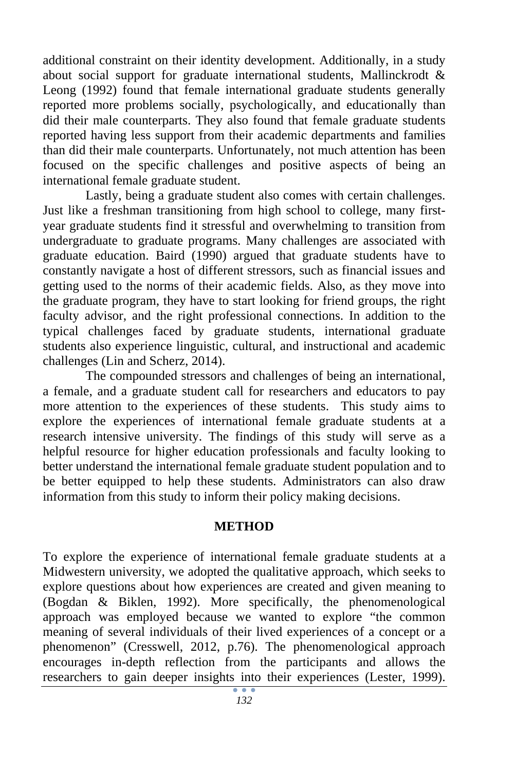additional constraint on their identity development. Additionally, in a study about social support for graduate international students, Mallinckrodt & Leong (1992) found that female international graduate students generally reported more problems socially, psychologically, and educationally than did their male counterparts. They also found that female graduate students reported having less support from their academic departments and families than did their male counterparts. Unfortunately, not much attention has been focused on the specific challenges and positive aspects of being an international female graduate student.

Lastly, being a graduate student also comes with certain challenges. Just like a freshman transitioning from high school to college, many first-year graduate students find it stressful and overwhelming to transition from undergraduate to graduate programs. Many challenges are associated with graduate education. Baird (1990) argued that graduate students have to constantly navigate a host of different stressors, such as financial issues and getting used to the norms of their academic fields. Also, as they move into the graduate program, they have to start looking for friend groups, the right faculty advisor, and the right professional connections. In addition to the typical challenges faced by graduate students, international graduate students also experience linguistic, cultural, and instructional and academic challenges (Lin and Scherz, 2014).

The compounded stressors and challenges of being an international, a female, and a graduate student call for researchers and educators to pay more attention to the experiences of these students. This study aims to explore the experiences of international female graduate students at a research intensive university. The findings of this study will serve as a helpful resource for higher education professionals and faculty looking to better understand the international female graduate student population and to be better equipped to help these students. Administrators can also draw information from this study to inform their policy making decisions.

## METHOD

To explore the experience of international female graduate students at a Midwestern university, we adopted the qualitative approach, which seeks to explore questions about how experiences are created and given meaning to (Bogdan & Biklen, 1992). More specifically, the phenomenological approach was employed because we wanted to explore "the common meaning of several individuals of their lived experiences of a concept or a phenomenon" (Cresswell, 2012, p.76). The phenomenological approach encourages in-depth reflection from the participants and allows the researchers to gain deeper insights into their experiences (Lester, 1999).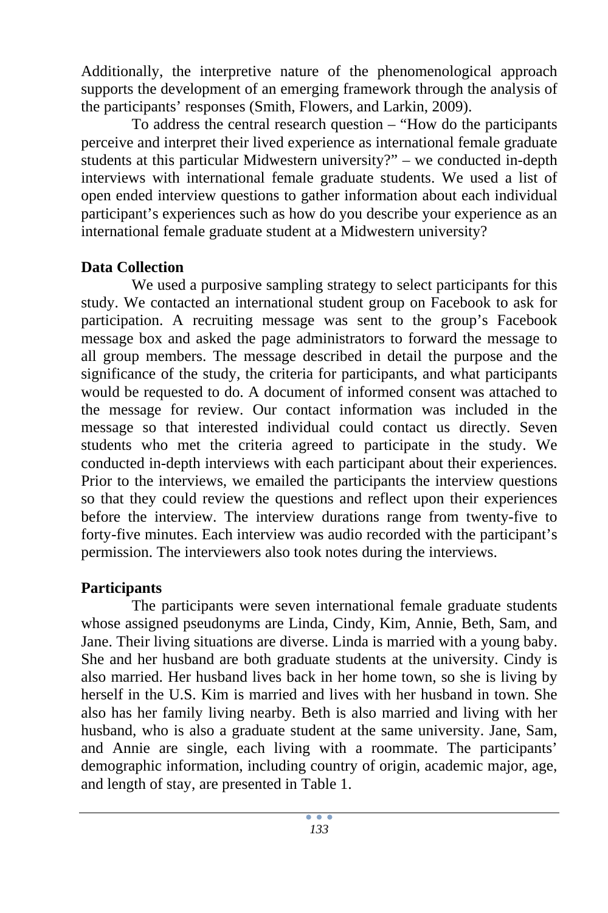Additionally, the interpretive nature of the phenomenological approach supports the development of an emerging framework through the analysis of the participants' responses (Smith, Flowers, and Larkin, 2009).

To address the central research question – "How do the participants perceive and interpret their lived experience as international female graduate students at this particular Midwestern university?" – we conducted in-depth interviews with international female graduate students. We used a list of open ended interview questions to gather information about each individual participant's experiences such as how do you describe your experience as an international female graduate student at a Midwestern university?

**Data Collection**

We used a purposive sampling strategy to select participants for this study. We contacted an international student group on Facebook to ask for participation. A recruiting message was sent to the group's Facebook message box and asked the page administrators to forward the message to all group members. The message described in detail the purpose and the significance of the study, the criteria for participants, and what participants would be requested to do. A document of informed consent was attached to the message for review. Our contact information was included in the message so that interested individual could contact us directly. Seven students who met the criteria agreed to participate in the study. We conducted in-depth interviews with each participant about their experiences. Prior to the interviews, we emailed the participants the interview questions so that they could review the questions and reflect upon their experiences before the interview. The interview durations range from twenty-five to forty-five minutes. Each interview was audio recorded with the participant's permission. The interviewers also took notes during the interviews.

**Participants**

The participants were seven international female graduate students whose assigned pseudonyms are Linda, Cindy, Kim, Annie, Beth, Sam, and Jane. Their living situations are diverse. Linda is married with a young baby. She and her husband are both graduate students at the university. Cindy is also married. Her husband lives back in her home town, so she is living by herself in the U.S. Kim is married and lives with her husband in town. She also has her family living nearby. Beth is also married and living with her husband, who is also a graduate student at the same university. Jane, Sam, and Annie are single, each living with a roommate. The participants' demographic information, including country of origin, academic major, age, and length of stay, are presented in Table 1.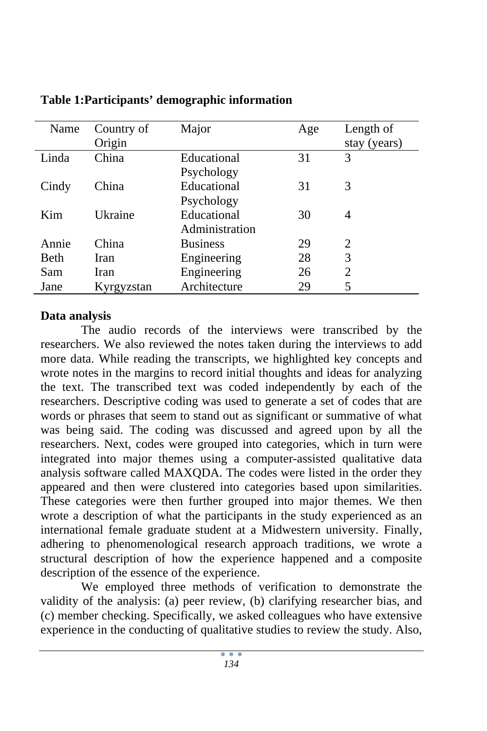**Table 1:Participants' demographic information**

| Name | Country of Origin | Major | Age | Length of stay (years) |
|---|---|---|---|---|
| Linda | China | Educational Psychology | 31 | 3 |
| Cindy | China | Educational Psychology | 31 | 3 |
| Kim | Ukraine | Educational Administration | 30 | 4 |
| Annie | China | Business | 29 | 2 |
| Beth | Iran | Engineering | 28 | 3 |
| Sam | Iran | Engineering | 26 | 2 |
| Jane | Kyrgyzstan | Architecture | 29 | 5 |

**Data analysis**

The audio records of the interviews were transcribed by the researchers. We also reviewed the notes taken during the interviews to add more data. While reading the transcripts, we highlighted key concepts and wrote notes in the margins to record initial thoughts and ideas for analyzing the text. The transcribed text was coded independently by each of the researchers. Descriptive coding was used to generate a set of codes that are words or phrases that seem to stand out as significant or summative of what was being said. The coding was discussed and agreed upon by all the researchers. Next, codes were grouped into categories, which in turn were integrated into major themes using a computer-assisted qualitative data analysis software called MAXQDA. The codes were listed in the order they appeared and then were clustered into categories based upon similarities. These categories were then further grouped into major themes. We then wrote a description of what the participants in the study experienced as an international female graduate student at a Midwestern university. Finally, adhering to phenomenological research approach traditions, we wrote a structural description of how the experience happened and a composite description of the essence of the experience.

We employed three methods of verification to demonstrate the validity of the analysis: (a) peer review, (b) clarifying researcher bias, and (c) member checking. Specifically, we asked colleagues who have extensive experience in the conducting of qualitative studies to review the study. Also,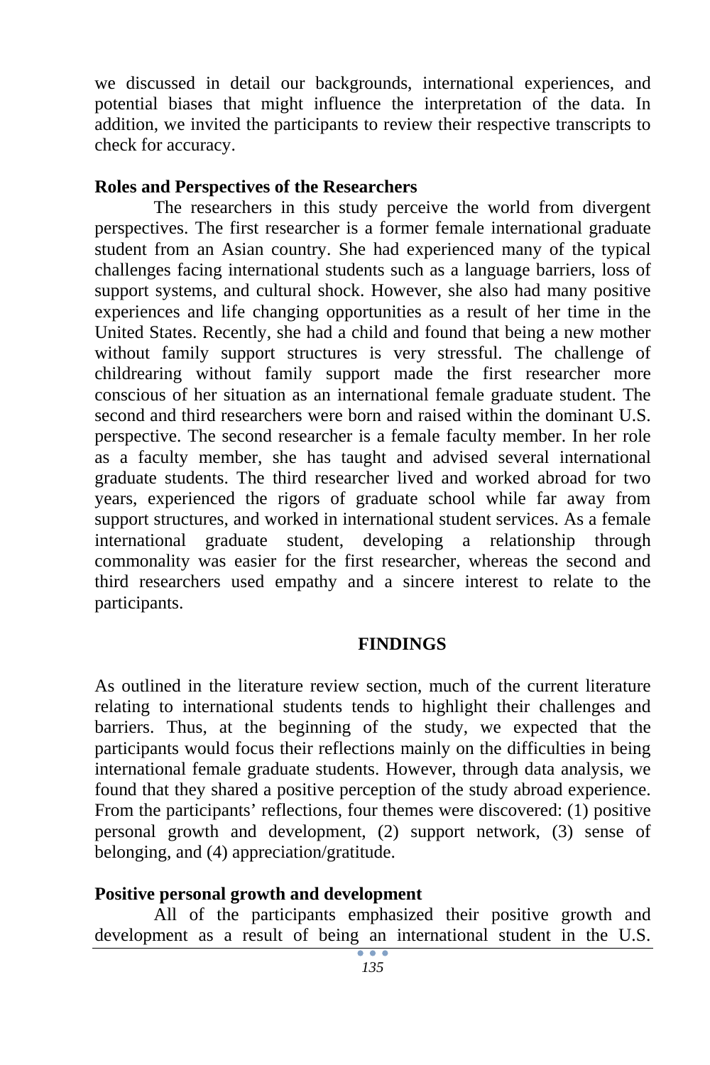we discussed in detail our backgrounds, international experiences, and potential biases that might influence the interpretation of the data. In addition, we invited the participants to review their respective transcripts to check for accuracy.

### Roles and Perspectives of the Researchers

The researchers in this study perceive the world from divergent perspectives. The first researcher is a former female international graduate student from an Asian country. She had experienced many of the typical challenges facing international students such as a language barriers, loss of support systems, and cultural shock. However, she also had many positive experiences and life changing opportunities as a result of her time in the United States. Recently, she had a child and found that being a new mother without family support structures is very stressful. The challenge of childrearing without family support made the first researcher more conscious of her situation as an international female graduate student. The second and third researchers were born and raised within the dominant U.S. perspective. The second researcher is a female faculty member. In her role as a faculty member, she has taught and advised several international graduate students. The third researcher lived and worked abroad for two years, experienced the rigors of graduate school while far away from support structures, and worked in international student services. As a female international graduate student, developing a relationship through commonality was easier for the first researcher, whereas the second and third researchers used empathy and a sincere interest to relate to the participants.

## FINDINGS

As outlined in the literature review section, much of the current literature relating to international students tends to highlight their challenges and barriers. Thus, at the beginning of the study, we expected that the participants would focus their reflections mainly on the difficulties in being international female graduate students. However, through data analysis, we found that they shared a positive perception of the study abroad experience. From the participants' reflections, four themes were discovered: (1) positive personal growth and development, (2) support network, (3) sense of belonging, and (4) appreciation/gratitude.

### Positive personal growth and development

All of the participants emphasized their positive growth and development as a result of being an international student in the U.S.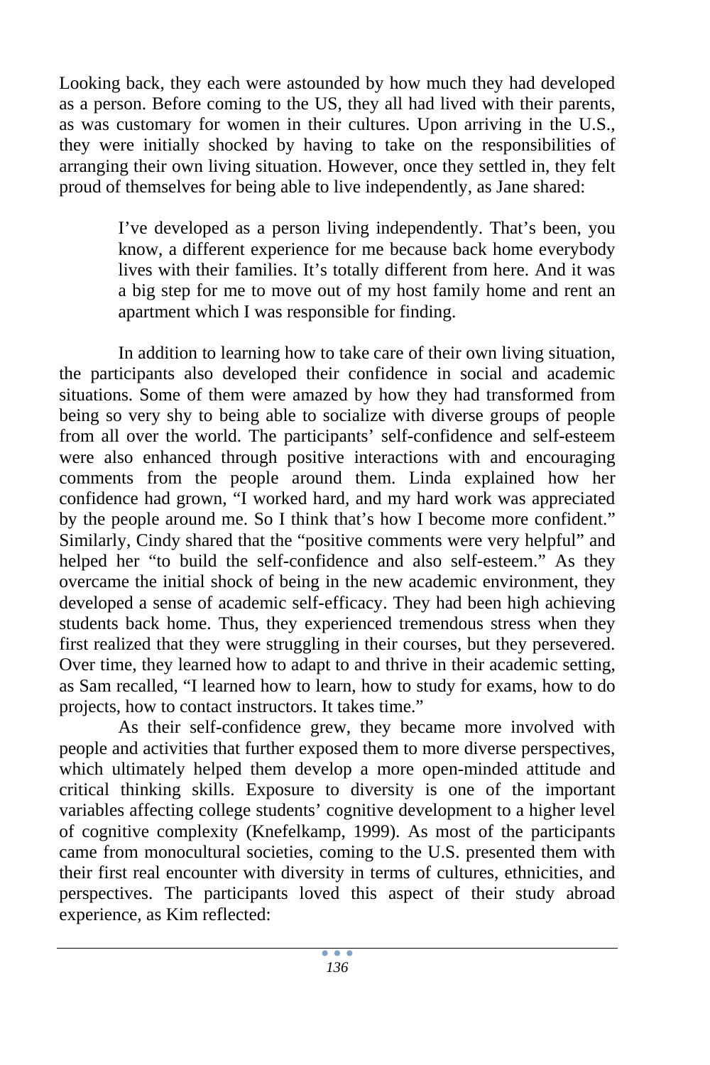Looking back, they each were astounded by how much they had developed as a person. Before coming to the US, they all had lived with their parents, as was customary for women in their cultures. Upon arriving in the U.S., they were initially shocked by having to take on the responsibilities of arranging their own living situation. However, once they settled in, they felt proud of themselves for being able to live independently, as Jane shared:

> I've developed as a person living independently. That's been, you know, a different experience for me because back home everybody lives with their families. It's totally different from here. And it was a big step for me to move out of my host family home and rent an apartment which I was responsible for finding.

In addition to learning how to take care of their own living situation, the participants also developed their confidence in social and academic situations. Some of them were amazed by how they had transformed from being so very shy to being able to socialize with diverse groups of people from all over the world. The participants' self-confidence and self-esteem were also enhanced through positive interactions with and encouraging comments from the people around them. Linda explained how her confidence had grown, "I worked hard, and my hard work was appreciated by the people around me. So I think that's how I become more confident." Similarly, Cindy shared that the "positive comments were very helpful" and helped her "to build the self-confidence and also self-esteem." As they overcame the initial shock of being in the new academic environment, they developed a sense of academic self-efficacy. They had been high achieving students back home. Thus, they experienced tremendous stress when they first realized that they were struggling in their courses, but they persevered. Over time, they learned how to adapt to and thrive in their academic setting, as Sam recalled, "I learned how to learn, how to study for exams, how to do projects, how to contact instructors. It takes time."

As their self-confidence grew, they became more involved with people and activities that further exposed them to more diverse perspectives, which ultimately helped them develop a more open-minded attitude and critical thinking skills. Exposure to diversity is one of the important variables affecting college students' cognitive development to a higher level of cognitive complexity (Knefelkamp, 1999). As most of the participants came from monocultural societies, coming to the U.S. presented them with their first real encounter with diversity in terms of cultures, ethnicities, and perspectives. The participants loved this aspect of their study abroad experience, as Kim reflected: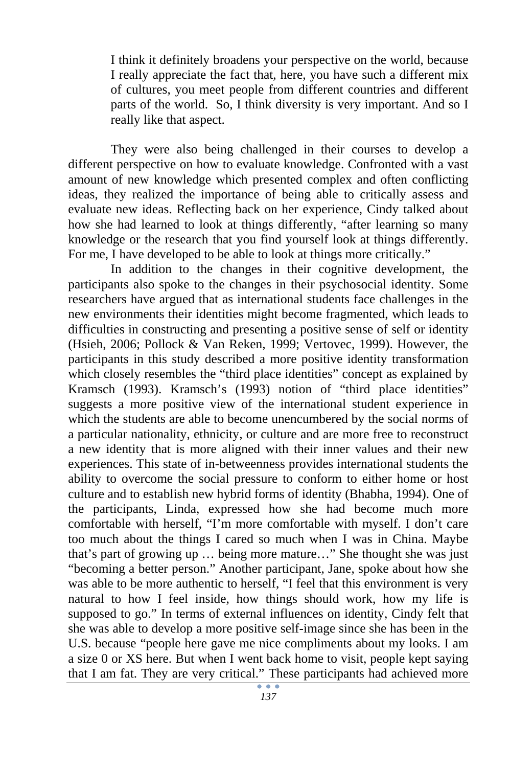> I think it definitely broadens your perspective on the world, because I really appreciate the fact that, here, you have such a different mix of cultures, you meet people from different countries and different parts of the world. So, I think diversity is very important. And so I really like that aspect.

They were also being challenged in their courses to develop a different perspective on how to evaluate knowledge. Confronted with a vast amount of new knowledge which presented complex and often conflicting ideas, they realized the importance of being able to critically assess and evaluate new ideas. Reflecting back on her experience, Cindy talked about how she had learned to look at things differently, "after learning so many knowledge or the research that you find yourself look at things differently. For me, I have developed to be able to look at things more critically."

In addition to the changes in their cognitive development, the participants also spoke to the changes in their psychosocial identity. Some researchers have argued that as international students face challenges in the new environments their identities might become fragmented, which leads to difficulties in constructing and presenting a positive sense of self or identity (Hsieh, 2006; Pollock & Van Reken, 1999; Vertovec, 1999). However, the participants in this study described a more positive identity transformation which closely resembles the "third place identities" concept as explained by Kramsch (1993). Kramsch's (1993) notion of "third place identities" suggests a more positive view of the international student experience in which the students are able to become unencumbered by the social norms of a particular nationality, ethnicity, or culture and are more free to reconstruct a new identity that is more aligned with their inner values and their new experiences. This state of in-betweenness provides international students the ability to overcome the social pressure to conform to either home or host culture and to establish new hybrid forms of identity (Bhabha, 1994). One of the participants, Linda, expressed how she had become much more comfortable with herself, "I'm more comfortable with myself. I don't care too much about the things I cared so much when I was in China. Maybe that's part of growing up … being more mature…" She thought she was just "becoming a better person." Another participant, Jane, spoke about how she was able to be more authentic to herself, "I feel that this environment is very natural to how I feel inside, how things should work, how my life is supposed to go." In terms of external influences on identity, Cindy felt that she was able to develop a more positive self-image since she has been in the U.S. because "people here gave me nice compliments about my looks. I am a size 0 or XS here. But when I went back home to visit, people kept saying that I am fat. They are very critical." These participants had achieved more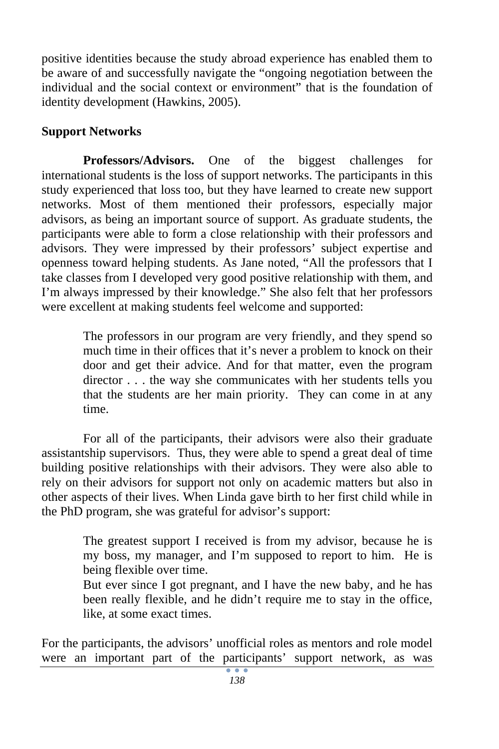positive identities because the study abroad experience has enabled them to be aware of and successfully navigate the "ongoing negotiation between the individual and the social context or environment" that is the foundation of identity development (Hawkins, 2005).

**Support Networks**

**Professors/Advisors.** One of the biggest challenges for international students is the loss of support networks. The participants in this study experienced that loss too, but they have learned to create new support networks. Most of them mentioned their professors, especially major advisors, as being an important source of support. As graduate students, the participants were able to form a close relationship with their professors and advisors. They were impressed by their professors' subject expertise and openness toward helping students. As Jane noted, "All the professors that I take classes from I developed very good positive relationship with them, and I'm always impressed by their knowledge." She also felt that her professors were excellent at making students feel welcome and supported:

> The professors in our program are very friendly, and they spend so much time in their offices that it's never a problem to knock on their door and get their advice. And for that matter, even the program director . . . the way she communicates with her students tells you that the students are her main priority. They can come in at any time.

For all of the participants, their advisors were also their graduate assistantship supervisors. Thus, they were able to spend a great deal of time building positive relationships with their advisors. They were also able to rely on their advisors for support not only on academic matters but also in other aspects of their lives. When Linda gave birth to her first child while in the PhD program, she was grateful for advisor's support:

> The greatest support I received is from my advisor, because he is my boss, my manager, and I'm supposed to report to him. He is being flexible over time.
> But ever since I got pregnant, and I have the new baby, and he has been really flexible, and he didn't require me to stay in the office, like, at some exact times.

For the participants, the advisors' unofficial roles as mentors and role model were an important part of the participants' support network, as was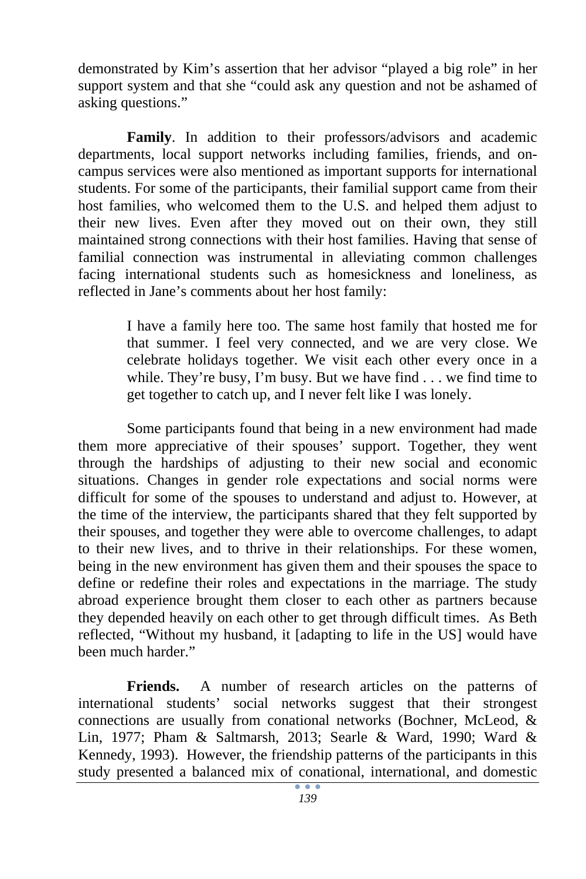demonstrated by Kim's assertion that her advisor "played a big role" in her support system and that she "could ask any question and not be ashamed of asking questions."

**Family**. In addition to their professors/advisors and academic departments, local support networks including families, friends, and on-campus services were also mentioned as important supports for international students. For some of the participants, their familial support came from their host families, who welcomed them to the U.S. and helped them adjust to their new lives. Even after they moved out on their own, they still maintained strong connections with their host families. Having that sense of familial connection was instrumental in alleviating common challenges facing international students such as homesickness and loneliness, as reflected in Jane's comments about her host family:

> I have a family here too. The same host family that hosted me for that summer. I feel very connected, and we are very close. We celebrate holidays together. We visit each other every once in a while. They're busy, I'm busy. But we have find . . . we find time to get together to catch up, and I never felt like I was lonely.

Some participants found that being in a new environment had made them more appreciative of their spouses' support. Together, they went through the hardships of adjusting to their new social and economic situations. Changes in gender role expectations and social norms were difficult for some of the spouses to understand and adjust to. However, at the time of the interview, the participants shared that they felt supported by their spouses, and together they were able to overcome challenges, to adapt to their new lives, and to thrive in their relationships. For these women, being in the new environment has given them and their spouses the space to define or redefine their roles and expectations in the marriage. The study abroad experience brought them closer to each other as partners because they depended heavily on each other to get through difficult times. As Beth reflected, "Without my husband, it [adapting to life in the US] would have been much harder."

**Friends.** A number of research articles on the patterns of international students' social networks suggest that their strongest connections are usually from conational networks (Bochner, McLeod, & Lin, 1977; Pham & Saltmarsh, 2013; Searle & Ward, 1990; Ward & Kennedy, 1993). However, the friendship patterns of the participants in this study presented a balanced mix of conational, international, and domestic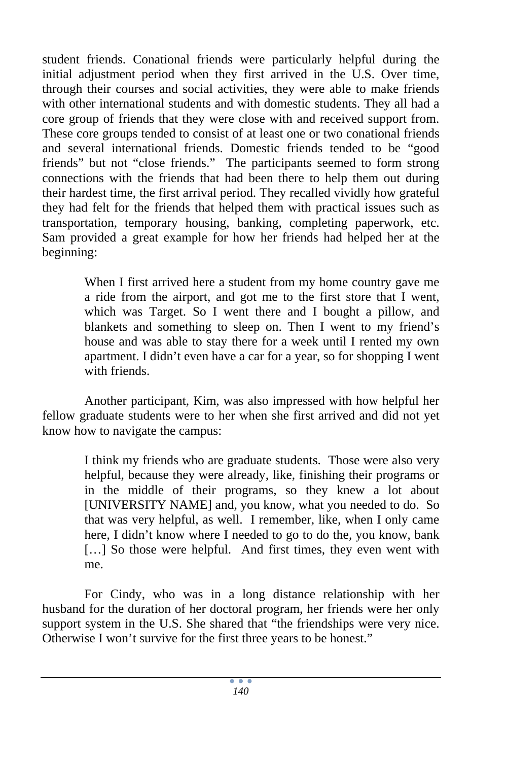student friends. Conational friends were particularly helpful during the initial adjustment period when they first arrived in the U.S. Over time, through their courses and social activities, they were able to make friends with other international students and with domestic students. They all had a core group of friends that they were close with and received support from. These core groups tended to consist of at least one or two conational friends and several international friends. Domestic friends tended to be "good friends" but not "close friends." The participants seemed to form strong connections with the friends that had been there to help them out during their hardest time, the first arrival period. They recalled vividly how grateful they had felt for the friends that helped them with practical issues such as transportation, temporary housing, banking, completing paperwork, etc. Sam provided a great example for how her friends had helped her at the beginning:

> When I first arrived here a student from my home country gave me a ride from the airport, and got me to the first store that I went, which was Target. So I went there and I bought a pillow, and blankets and something to sleep on. Then I went to my friend's house and was able to stay there for a week until I rented my own apartment. I didn't even have a car for a year, so for shopping I went with friends.

Another participant, Kim, was also impressed with how helpful her fellow graduate students were to her when she first arrived and did not yet know how to navigate the campus:

> I think my friends who are graduate students. Those were also very helpful, because they were already, like, finishing their programs or in the middle of their programs, so they knew a lot about [UNIVERSITY NAME] and, you know, what you needed to do. So that was very helpful, as well. I remember, like, when I only came here, I didn't know where I needed to go to do the, you know, bank […] So those were helpful. And first times, they even went with me.

For Cindy, who was in a long distance relationship with her husband for the duration of her doctoral program, her friends were her only support system in the U.S. She shared that "the friendships were very nice. Otherwise I won't survive for the first three years to be honest."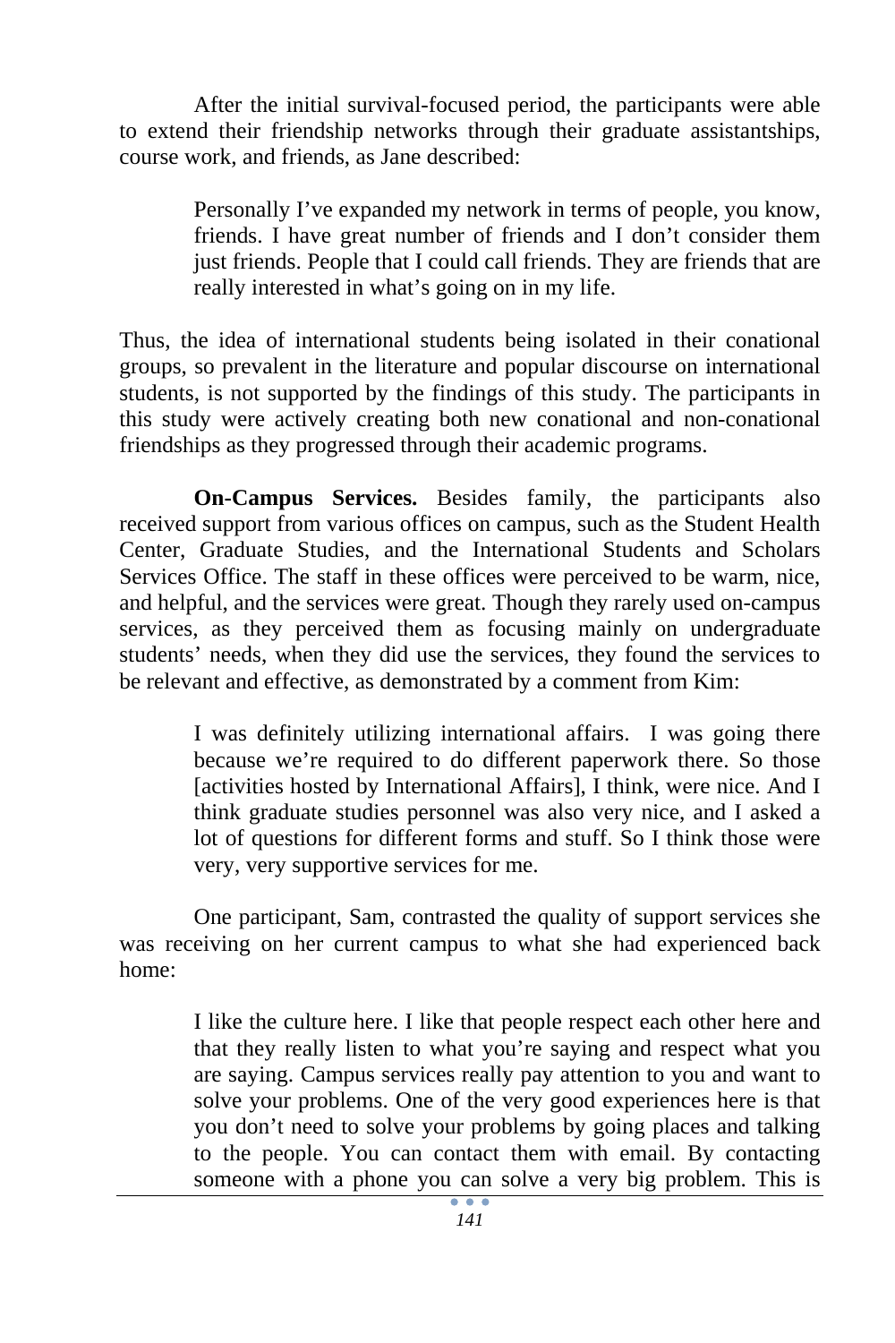After the initial survival-focused period, the participants were able to extend their friendship networks through their graduate assistantships, course work, and friends, as Jane described:

> Personally I've expanded my network in terms of people, you know, friends. I have great number of friends and I don't consider them just friends. People that I could call friends. They are friends that are really interested in what's going on in my life.

Thus, the idea of international students being isolated in their conational groups, so prevalent in the literature and popular discourse on international students, is not supported by the findings of this study. The participants in this study were actively creating both new conational and non-conational friendships as they progressed through their academic programs.

**On-Campus Services.** Besides family, the participants also received support from various offices on campus, such as the Student Health Center, Graduate Studies, and the International Students and Scholars Services Office. The staff in these offices were perceived to be warm, nice, and helpful, and the services were great. Though they rarely used on-campus services, as they perceived them as focusing mainly on undergraduate students' needs, when they did use the services, they found the services to be relevant and effective, as demonstrated by a comment from Kim:

> I was definitely utilizing international affairs. I was going there because we're required to do different paperwork there. So those [activities hosted by International Affairs], I think, were nice. And I think graduate studies personnel was also very nice, and I asked a lot of questions for different forms and stuff. So I think those were very, very supportive services for me.

One participant, Sam, contrasted the quality of support services she was receiving on her current campus to what she had experienced back home:

> I like the culture here. I like that people respect each other here and that they really listen to what you're saying and respect what you are saying. Campus services really pay attention to you and want to solve your problems. One of the very good experiences here is that you don't need to solve your problems by going places and talking to the people. You can contact them with email. By contacting someone with a phone you can solve a very big problem. This is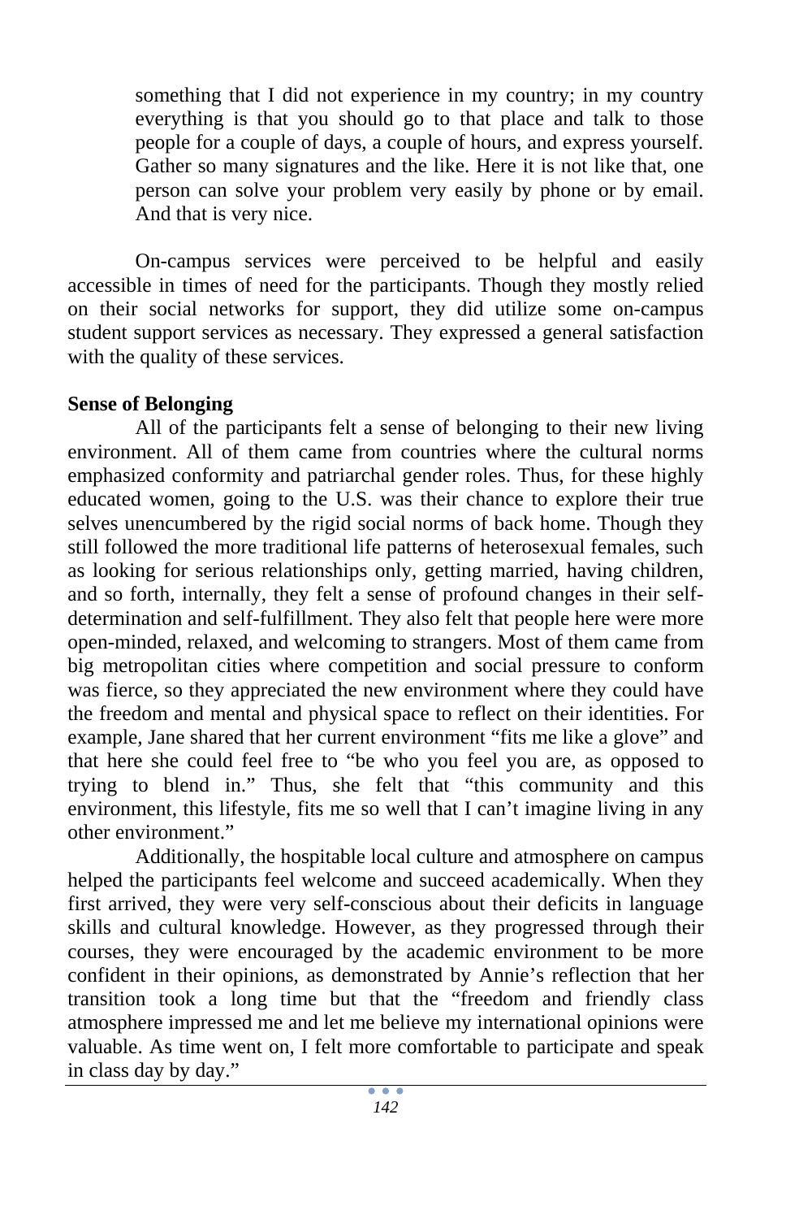> something that I did not experience in my country; in my country everything is that you should go to that place and talk to those people for a couple of days, a couple of hours, and express yourself. Gather so many signatures and the like. Here it is not like that, one person can solve your problem very easily by phone or by email. And that is very nice.

On-campus services were perceived to be helpful and easily accessible in times of need for the participants. Though they mostly relied on their social networks for support, they did utilize some on-campus student support services as necessary. They expressed a general satisfaction with the quality of these services.

**Sense of Belonging**

All of the participants felt a sense of belonging to their new living environment. All of them came from countries where the cultural norms emphasized conformity and patriarchal gender roles. Thus, for these highly educated women, going to the U.S. was their chance to explore their true selves unencumbered by the rigid social norms of back home. Though they still followed the more traditional life patterns of heterosexual females, such as looking for serious relationships only, getting married, having children, and so forth, internally, they felt a sense of profound changes in their self-determination and self-fulfillment. They also felt that people here were more open-minded, relaxed, and welcoming to strangers. Most of them came from big metropolitan cities where competition and social pressure to conform was fierce, so they appreciated the new environment where they could have the freedom and mental and physical space to reflect on their identities. For example, Jane shared that her current environment "fits me like a glove" and that here she could feel free to "be who you feel you are, as opposed to trying to blend in." Thus, she felt that "this community and this environment, this lifestyle, fits me so well that I can't imagine living in any other environment."

Additionally, the hospitable local culture and atmosphere on campus helped the participants feel welcome and succeed academically. When they first arrived, they were very self-conscious about their deficits in language skills and cultural knowledge. However, as they progressed through their courses, they were encouraged by the academic environment to be more confident in their opinions, as demonstrated by Annie's reflection that her transition took a long time but that the "freedom and friendly class atmosphere impressed me and let me believe my international opinions were valuable. As time went on, I felt more comfortable to participate and speak in class day by day."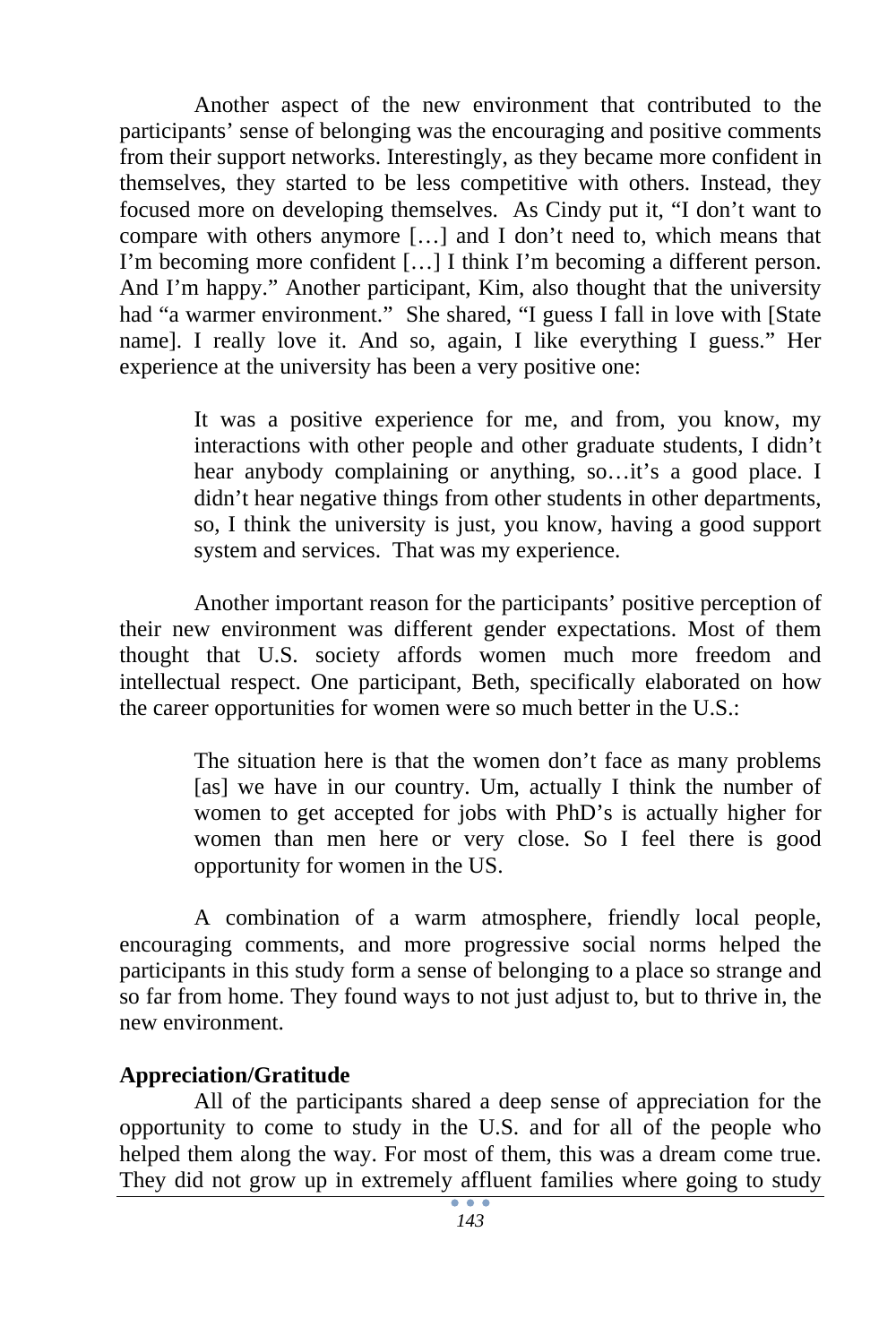Another aspect of the new environment that contributed to the participants' sense of belonging was the encouraging and positive comments from their support networks. Interestingly, as they became more confident in themselves, they started to be less competitive with others. Instead, they focused more on developing themselves. As Cindy put it, "I don't want to compare with others anymore […] and I don't need to, which means that I'm becoming more confident […] I think I'm becoming a different person. And I'm happy." Another participant, Kim, also thought that the university had "a warmer environment." She shared, "I guess I fall in love with [State name]. I really love it. And so, again, I like everything I guess." Her experience at the university has been a very positive one:

> It was a positive experience for me, and from, you know, my interactions with other people and other graduate students, I didn't hear anybody complaining or anything, so…it's a good place. I didn't hear negative things from other students in other departments, so, I think the university is just, you know, having a good support system and services. That was my experience.

Another important reason for the participants' positive perception of their new environment was different gender expectations. Most of them thought that U.S. society affords women much more freedom and intellectual respect. One participant, Beth, specifically elaborated on how the career opportunities for women were so much better in the U.S.:

> The situation here is that the women don't face as many problems [as] we have in our country. Um, actually I think the number of women to get accepted for jobs with PhD's is actually higher for women than men here or very close. So I feel there is good opportunity for women in the US.

A combination of a warm atmosphere, friendly local people, encouraging comments, and more progressive social norms helped the participants in this study form a sense of belonging to a place so strange and so far from home. They found ways to not just adjust to, but to thrive in, the new environment.

**Appreciation/Gratitude**

All of the participants shared a deep sense of appreciation for the opportunity to come to study in the U.S. and for all of the people who helped them along the way. For most of them, this was a dream come true. They did not grow up in extremely affluent families where going to study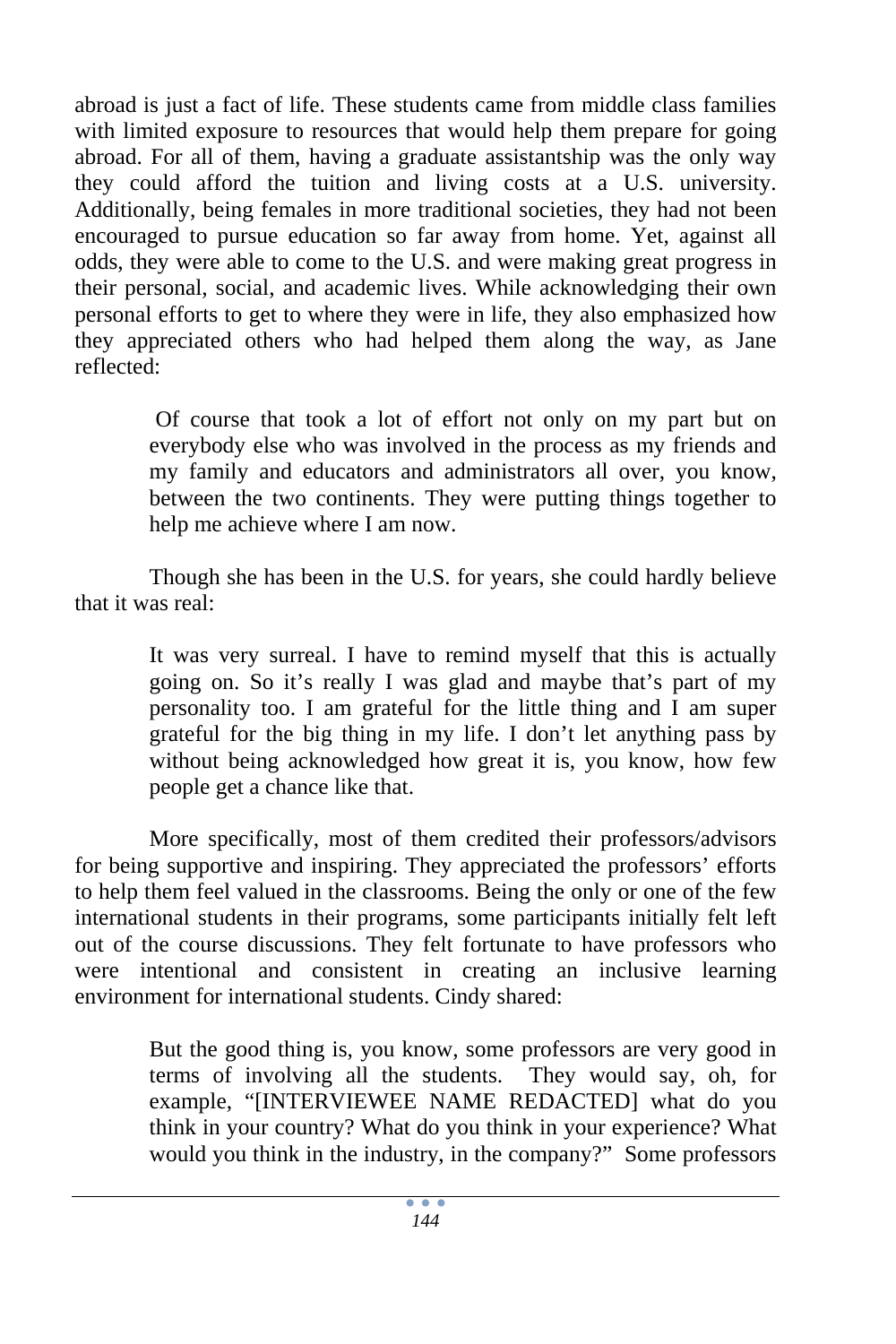abroad is just a fact of life. These students came from middle class families with limited exposure to resources that would help them prepare for going abroad. For all of them, having a graduate assistantship was the only way they could afford the tuition and living costs at a U.S. university. Additionally, being females in more traditional societies, they had not been encouraged to pursue education so far away from home. Yet, against all odds, they were able to come to the U.S. and were making great progress in their personal, social, and academic lives. While acknowledging their own personal efforts to get to where they were in life, they also emphasized how they appreciated others who had helped them along the way, as Jane reflected:

> Of course that took a lot of effort not only on my part but on everybody else who was involved in the process as my friends and my family and educators and administrators all over, you know, between the two continents. They were putting things together to help me achieve where I am now.

Though she has been in the U.S. for years, she could hardly believe that it was real:

> It was very surreal. I have to remind myself that this is actually going on. So it's really I was glad and maybe that's part of my personality too. I am grateful for the little thing and I am super grateful for the big thing in my life. I don't let anything pass by without being acknowledged how great it is, you know, how few people get a chance like that.

More specifically, most of them credited their professors/advisors for being supportive and inspiring. They appreciated the professors' efforts to help them feel valued in the classrooms. Being the only or one of the few international students in their programs, some participants initially felt left out of the course discussions. They felt fortunate to have professors who were intentional and consistent in creating an inclusive learning environment for international students. Cindy shared:

> But the good thing is, you know, some professors are very good in terms of involving all the students. They would say, oh, for example, "[INTERVIEWEE NAME REDACTED] what do you think in your country? What do you think in your experience? What would you think in the industry, in the company?" Some professors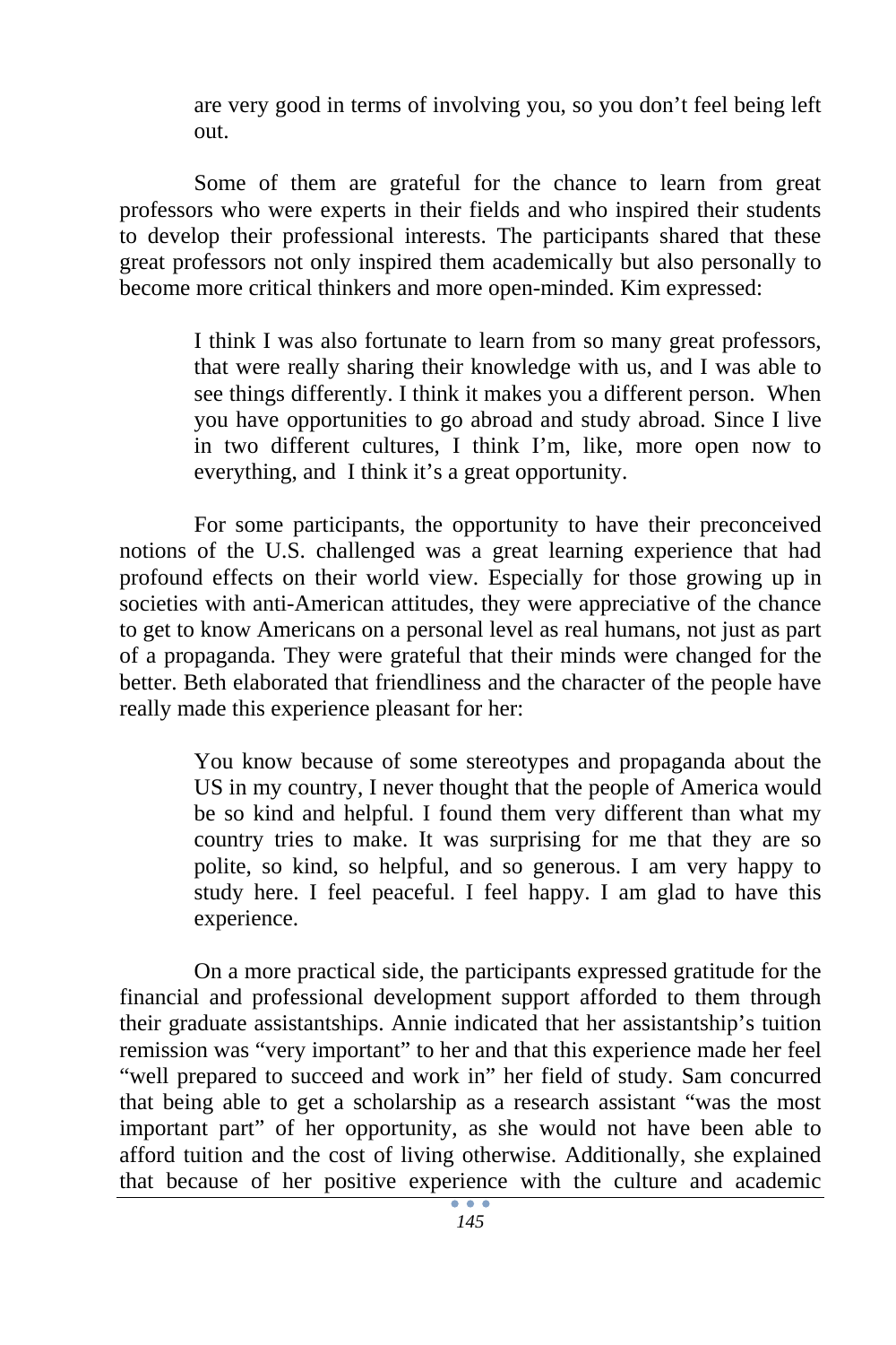> are very good in terms of involving you, so you don't feel being left out.

Some of them are grateful for the chance to learn from great professors who were experts in their fields and who inspired their students to develop their professional interests. The participants shared that these great professors not only inspired them academically but also personally to become more critical thinkers and more open-minded. Kim expressed:

> I think I was also fortunate to learn from so many great professors, that were really sharing their knowledge with us, and I was able to see things differently. I think it makes you a different person. When you have opportunities to go abroad and study abroad. Since I live in two different cultures, I think I'm, like, more open now to everything, and I think it's a great opportunity.

For some participants, the opportunity to have their preconceived notions of the U.S. challenged was a great learning experience that had profound effects on their world view. Especially for those growing up in societies with anti-American attitudes, they were appreciative of the chance to get to know Americans on a personal level as real humans, not just as part of a propaganda. They were grateful that their minds were changed for the better. Beth elaborated that friendliness and the character of the people have really made this experience pleasant for her:

> You know because of some stereotypes and propaganda about the US in my country, I never thought that the people of America would be so kind and helpful. I found them very different than what my country tries to make. It was surprising for me that they are so polite, so kind, so helpful, and so generous. I am very happy to study here. I feel peaceful. I feel happy. I am glad to have this experience.

On a more practical side, the participants expressed gratitude for the financial and professional development support afforded to them through their graduate assistantships. Annie indicated that her assistantship's tuition remission was "very important" to her and that this experience made her feel "well prepared to succeed and work in" her field of study. Sam concurred that being able to get a scholarship as a research assistant "was the most important part" of her opportunity, as she would not have been able to afford tuition and the cost of living otherwise. Additionally, she explained that because of her positive experience with the culture and academic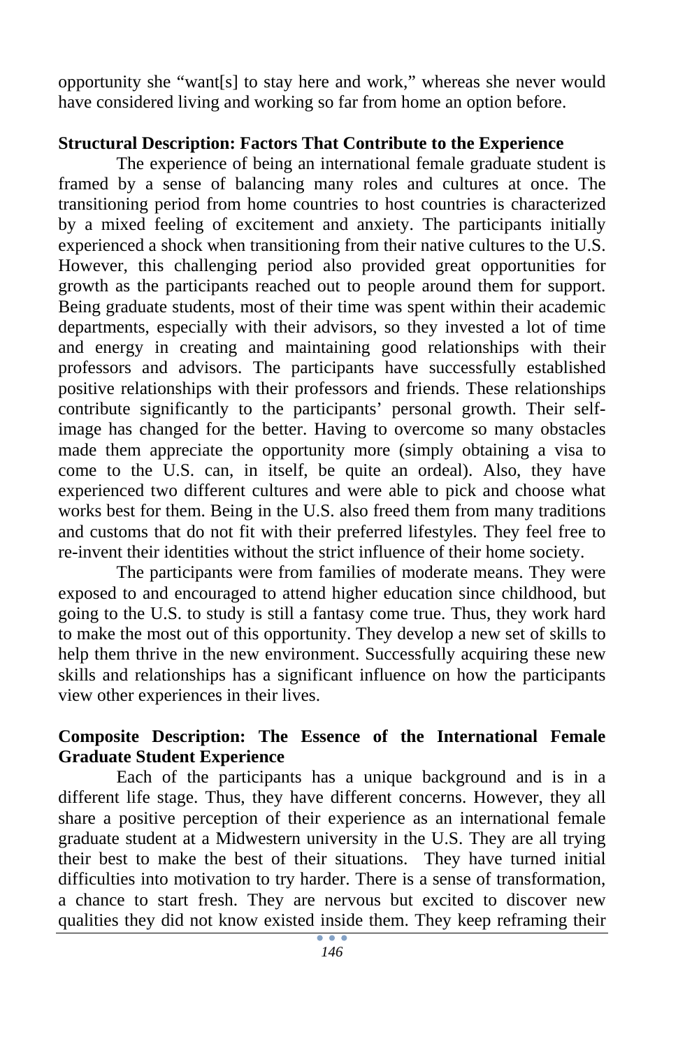opportunity she "want[s] to stay here and work," whereas she never would have considered living and working so far from home an option before.

**Structural Description: Factors That Contribute to the Experience**

The experience of being an international female graduate student is framed by a sense of balancing many roles and cultures at once. The transitioning period from home countries to host countries is characterized by a mixed feeling of excitement and anxiety. The participants initially experienced a shock when transitioning from their native cultures to the U.S. However, this challenging period also provided great opportunities for growth as the participants reached out to people around them for support. Being graduate students, most of their time was spent within their academic departments, especially with their advisors, so they invested a lot of time and energy in creating and maintaining good relationships with their professors and advisors. The participants have successfully established positive relationships with their professors and friends. These relationships contribute significantly to the participants' personal growth. Their self-image has changed for the better. Having to overcome so many obstacles made them appreciate the opportunity more (simply obtaining a visa to come to the U.S. can, in itself, be quite an ordeal). Also, they have experienced two different cultures and were able to pick and choose what works best for them. Being in the U.S. also freed them from many traditions and customs that do not fit with their preferred lifestyles. They feel free to re-invent their identities without the strict influence of their home society.

The participants were from families of moderate means. They were exposed to and encouraged to attend higher education since childhood, but going to the U.S. to study is still a fantasy come true. Thus, they work hard to make the most out of this opportunity. They develop a new set of skills to help them thrive in the new environment. Successfully acquiring these new skills and relationships has a significant influence on how the participants view other experiences in their lives.

**Composite Description: The Essence of the International Female Graduate Student Experience**

Each of the participants has a unique background and is in a different life stage. Thus, they have different concerns. However, they all share a positive perception of their experience as an international female graduate student at a Midwestern university in the U.S. They are all trying their best to make the best of their situations. They have turned initial difficulties into motivation to try harder. There is a sense of transformation, a chance to start fresh. They are nervous but excited to discover new qualities they did not know existed inside them. They keep reframing their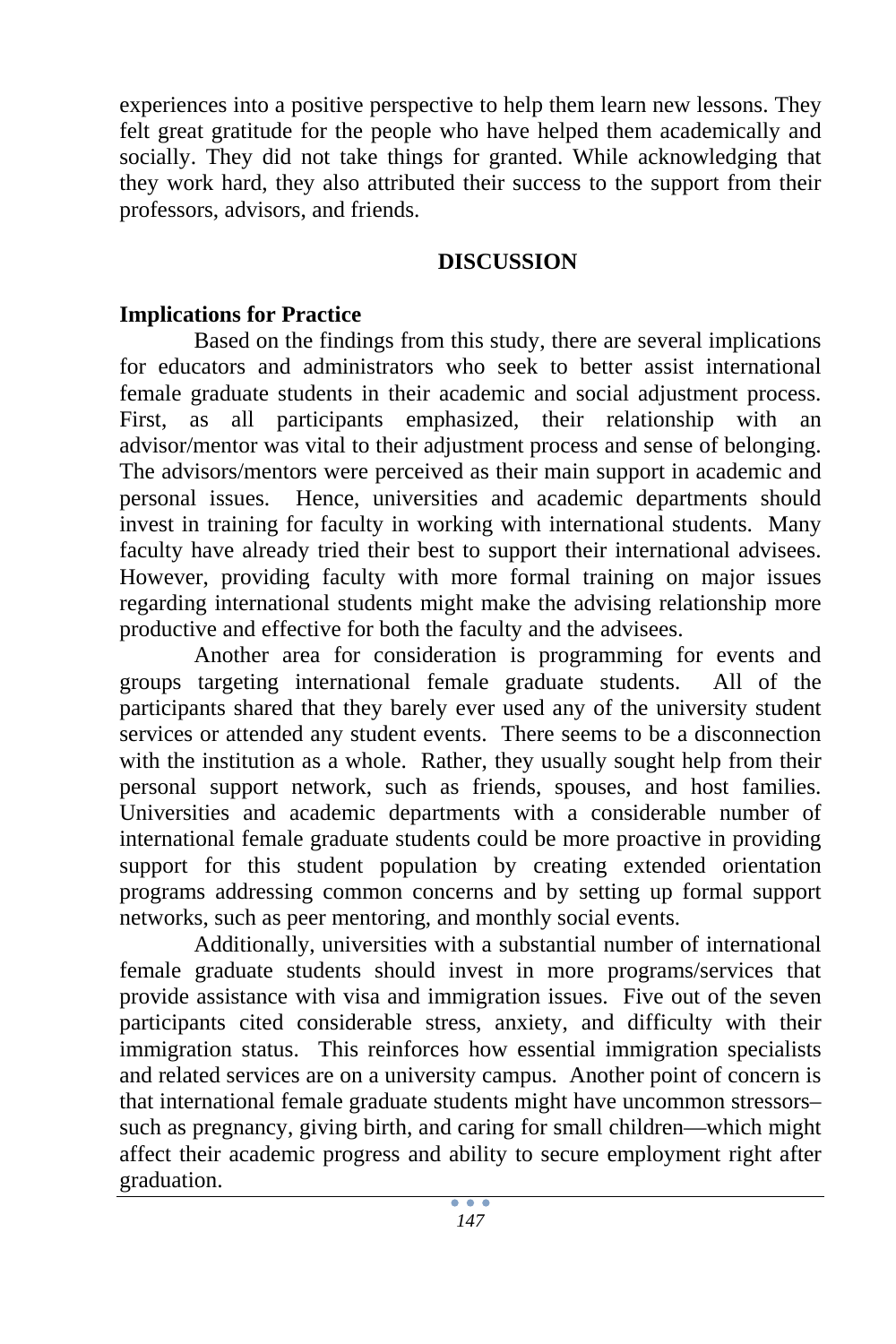experiences into a positive perspective to help them learn new lessons. They felt great gratitude for the people who have helped them academically and socially. They did not take things for granted. While acknowledging that they work hard, they also attributed their success to the support from their professors, advisors, and friends.

## DISCUSSION

### Implications for Practice

Based on the findings from this study, there are several implications for educators and administrators who seek to better assist international female graduate students in their academic and social adjustment process. First, as all participants emphasized, their relationship with an advisor/mentor was vital to their adjustment process and sense of belonging. The advisors/mentors were perceived as their main support in academic and personal issues. Hence, universities and academic departments should invest in training for faculty in working with international students. Many faculty have already tried their best to support their international advisees. However, providing faculty with more formal training on major issues regarding international students might make the advising relationship more productive and effective for both the faculty and the advisees.

Another area for consideration is programming for events and groups targeting international female graduate students. All of the participants shared that they barely ever used any of the university student services or attended any student events. There seems to be a disconnection with the institution as a whole. Rather, they usually sought help from their personal support network, such as friends, spouses, and host families. Universities and academic departments with a considerable number of international female graduate students could be more proactive in providing support for this student population by creating extended orientation programs addressing common concerns and by setting up formal support networks, such as peer mentoring, and monthly social events.

Additionally, universities with a substantial number of international female graduate students should invest in more programs/services that provide assistance with visa and immigration issues. Five out of the seven participants cited considerable stress, anxiety, and difficulty with their immigration status. This reinforces how essential immigration specialists and related services are on a university campus. Another point of concern is that international female graduate students might have uncommon stressors–such as pregnancy, giving birth, and caring for small children—which might affect their academic progress and ability to secure employment right after graduation.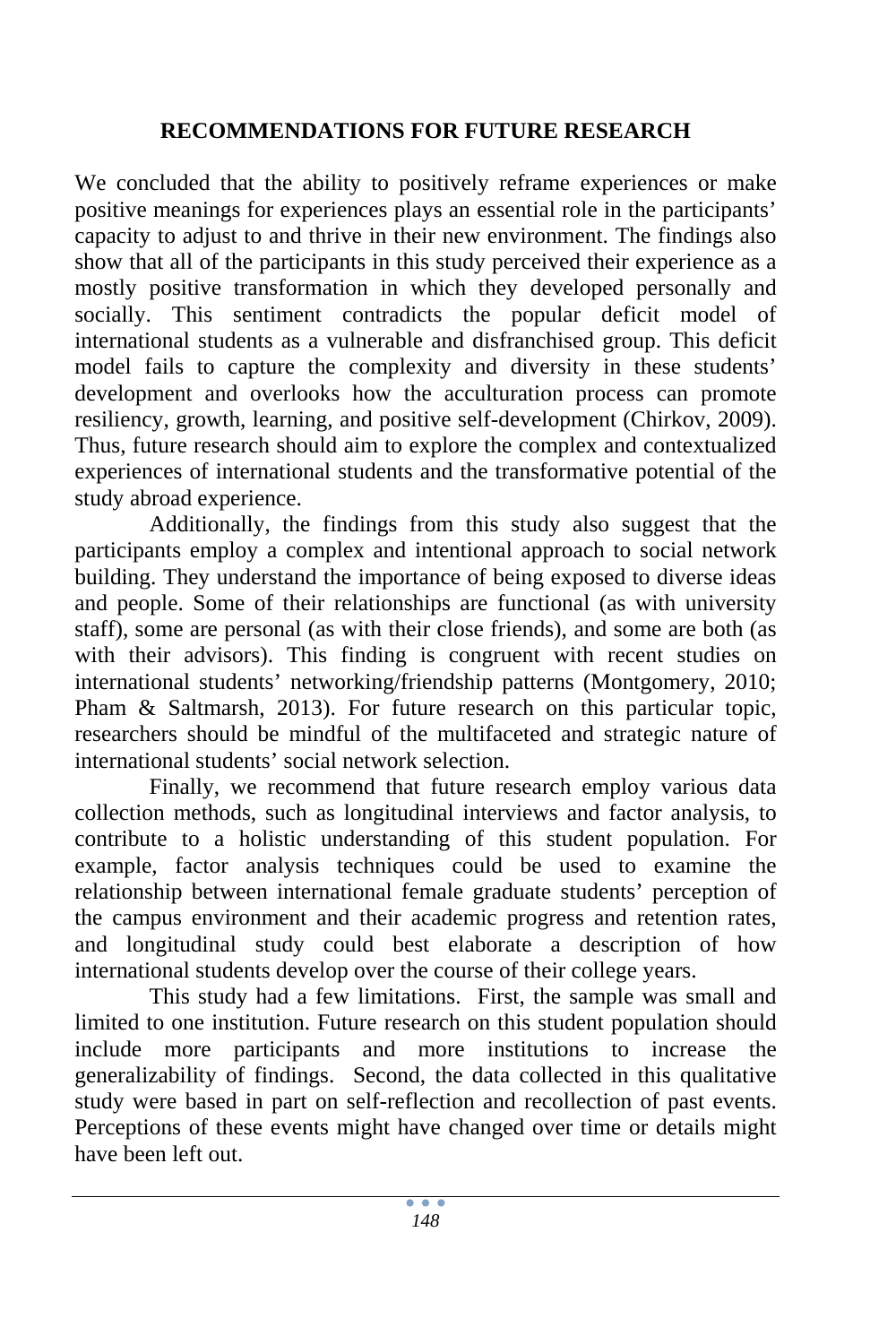## RECOMMENDATIONS FOR FUTURE RESEARCH

We concluded that the ability to positively reframe experiences or make positive meanings for experiences plays an essential role in the participants' capacity to adjust to and thrive in their new environment. The findings also show that all of the participants in this study perceived their experience as a mostly positive transformation in which they developed personally and socially. This sentiment contradicts the popular deficit model of international students as a vulnerable and disfranchised group. This deficit model fails to capture the complexity and diversity in these students' development and overlooks how the acculturation process can promote resiliency, growth, learning, and positive self-development (Chirkov, 2009). Thus, future research should aim to explore the complex and contextualized experiences of international students and the transformative potential of the study abroad experience.

Additionally, the findings from this study also suggest that the participants employ a complex and intentional approach to social network building. They understand the importance of being exposed to diverse ideas and people. Some of their relationships are functional (as with university staff), some are personal (as with their close friends), and some are both (as with their advisors). This finding is congruent with recent studies on international students' networking/friendship patterns (Montgomery, 2010; Pham & Saltmarsh, 2013). For future research on this particular topic, researchers should be mindful of the multifaceted and strategic nature of international students' social network selection.

Finally, we recommend that future research employ various data collection methods, such as longitudinal interviews and factor analysis, to contribute to a holistic understanding of this student population. For example, factor analysis techniques could be used to examine the relationship between international female graduate students' perception of the campus environment and their academic progress and retention rates, and longitudinal study could best elaborate a description of how international students develop over the course of their college years.

This study had a few limitations. First, the sample was small and limited to one institution. Future research on this student population should include more participants and more institutions to increase the generalizability of findings. Second, the data collected in this qualitative study were based in part on self-reflection and recollection of past events. Perceptions of these events might have changed over time or details might have been left out.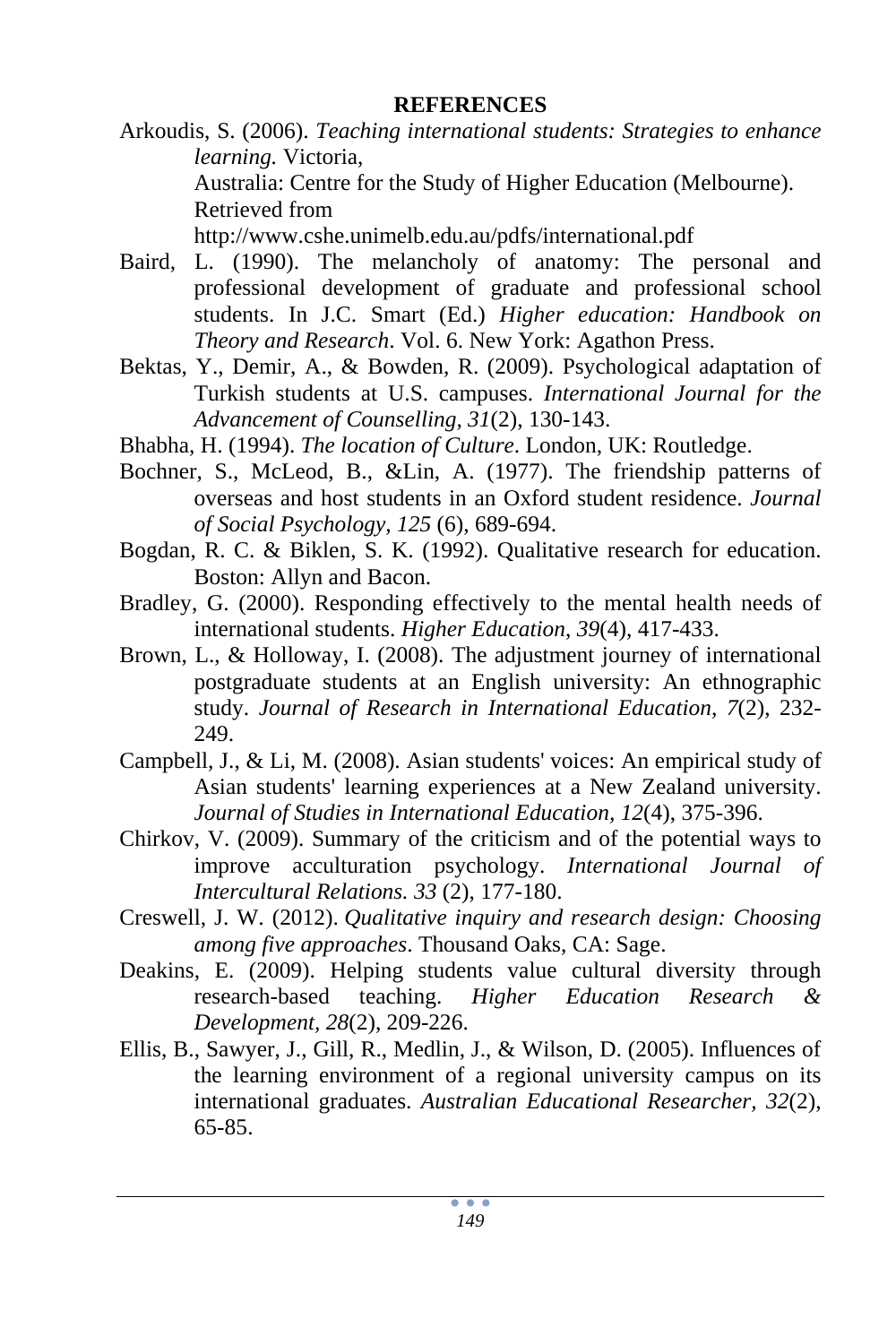## REFERENCES

Arkoudis, S. (2006). *Teaching international students: Strategies to enhance learning.* Victoria,
Australia: Centre for the Study of Higher Education (Melbourne). Retrieved from
http://www.cshe.unimelb.edu.au/pdfs/international.pdf

Baird, L. (1990). The melancholy of anatomy: The personal and professional development of graduate and professional school students. In J.C. Smart (Ed.) *Higher education: Handbook on Theory and Research*. Vol. 6. New York: Agathon Press.

Bektas, Y., Demir, A., & Bowden, R. (2009). Psychological adaptation of Turkish students at U.S. campuses. *International Journal for the Advancement of Counselling, 31*(2), 130-143.

Bhabha, H. (1994). *The location of Culture*. London, UK: Routledge.

Bochner, S., McLeod, B., &Lin, A. (1977). The friendship patterns of overseas and host students in an Oxford student residence. *Journal of Social Psychology, 125* (6), 689-694.

Bogdan, R. C. & Biklen, S. K. (1992). Qualitative research for education. Boston: Allyn and Bacon.

Bradley, G. (2000). Responding effectively to the mental health needs of international students. *Higher Education*, *39*(4), 417-433.

Brown, L., & Holloway, I. (2008). The adjustment journey of international postgraduate students at an English university: An ethnographic study. *Journal of Research in International Education, 7*(2), 232-249.

Campbell, J., & Li, M. (2008). Asian students' voices: An empirical study of Asian students' learning experiences at a New Zealand university. *Journal of Studies in International Education*, *12*(4), 375-396.

Chirkov, V. (2009). Summary of the criticism and of the potential ways to improve acculturation psychology. *International Journal of Intercultural Relations. 33* (2), 177-180.

Creswell, J. W. (2012). *Qualitative inquiry and research design: Choosing among five approaches*. Thousand Oaks, CA: Sage.

Deakins, E. (2009). Helping students value cultural diversity through research-based teaching. *Higher Education Research & Development, 28*(2), 209-226.

Ellis, B., Sawyer, J., Gill, R., Medlin, J., & Wilson, D. (2005). Influences of the learning environment of a regional university campus on its international graduates. *Australian Educational Researcher, 32*(2), 65-85.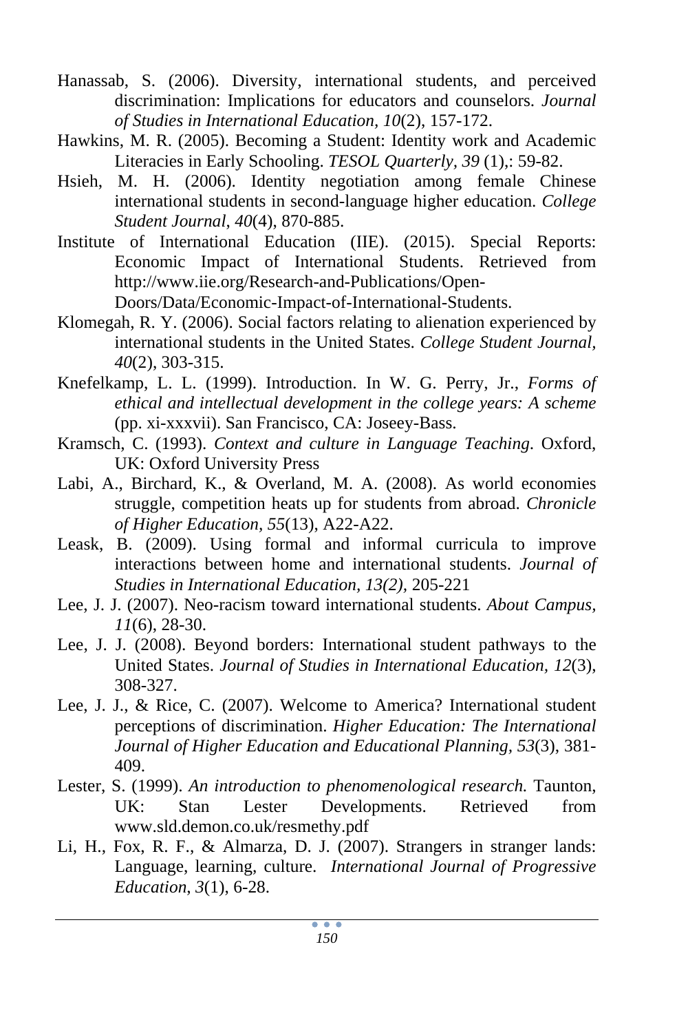Hanassab, S. (2006). Diversity, international students, and perceived discrimination: Implications for educators and counselors. *Journal of Studies in International Education, 10*(2), 157-172.

Hawkins, M. R. (2005). Becoming a Student: Identity work and Academic Literacies in Early Schooling. *TESOL Quarterly, 39* (1),: 59-82.

Hsieh, M. H. (2006). Identity negotiation among female Chinese international students in second-language higher education. *College Student Journal, 40*(4), 870-885.

Institute of International Education (IIE). (2015). Special Reports: Economic Impact of International Students. Retrieved from http://www.iie.org/Research-and-Publications/Open-Doors/Data/Economic-Impact-of-International-Students.

Klomegah, R. Y. (2006). Social factors relating to alienation experienced by international students in the United States. *College Student Journal, 40*(2), 303-315.

Knefelkamp, L. L. (1999). Introduction. In W. G. Perry, Jr., *Forms of ethical and intellectual development in the college years: A scheme* (pp. xi-xxxvii). San Francisco, CA: Joseey-Bass.

Kramsch, C. (1993). *Context and culture in Language Teaching*. Oxford, UK: Oxford University Press

Labi, A., Birchard, K., & Overland, M. A. (2008). As world economies struggle, competition heats up for students from abroad. *Chronicle of Higher Education, 55*(13), A22-A22.

Leask, B. (2009). Using formal and informal curricula to improve interactions between home and international students. *Journal of Studies in International Education, 13(2)*, 205-221

Lee, J. J. (2007). Neo-racism toward international students. *About Campus, 11*(6), 28-30.

Lee, J. J. (2008). Beyond borders: International student pathways to the United States. *Journal of Studies in International Education, 12*(3), 308-327.

Lee, J. J., & Rice, C. (2007). Welcome to America? International student perceptions of discrimination. *Higher Education: The International Journal of Higher Education and Educational Planning, 53*(3), 381-409.

Lester, S. (1999). *An introduction to phenomenological research.* Taunton, UK: Stan Lester Developments. Retrieved from www.sld.demon.co.uk/resmethy.pdf

Li, H., Fox, R. F., & Almarza, D. J. (2007). Strangers in stranger lands: Language, learning, culture. *International Journal of Progressive Education, 3*(1), 6-28.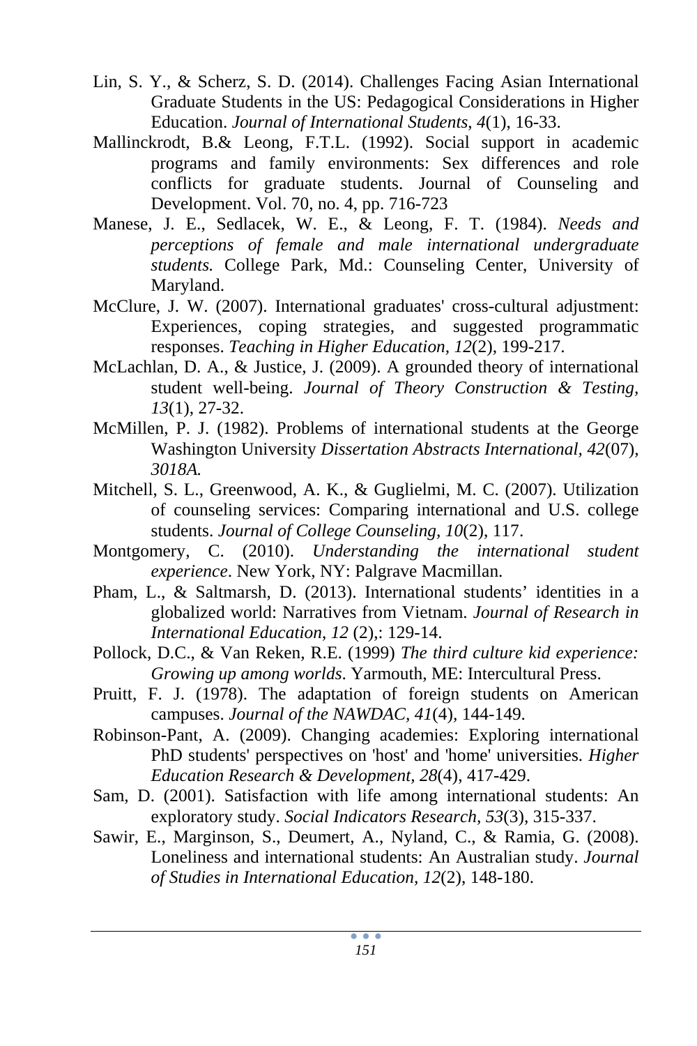Lin, S. Y., & Scherz, S. D. (2014). Challenges Facing Asian International Graduate Students in the US: Pedagogical Considerations in Higher Education. *Journal of International Students, 4*(1), 16-33.

Mallinckrodt, B.& Leong, F.T.L. (1992). Social support in academic programs and family environments: Sex differences and role conflicts for graduate students. Journal of Counseling and Development. Vol. 70, no. 4, pp. 716-723

Manese, J. E., Sedlacek, W. E., & Leong, F. T. (1984). *Needs and perceptions of female and male international undergraduate students.* College Park, Md.: Counseling Center, University of Maryland.

McClure, J. W. (2007). International graduates' cross-cultural adjustment: Experiences, coping strategies, and suggested programmatic responses. *Teaching in Higher Education, 12*(2), 199-217.

McLachlan, D. A., & Justice, J. (2009). A grounded theory of international student well-being. *Journal of Theory Construction & Testing, 13*(1), 27-32.

McMillen, P. J. (1982). Problems of international students at the George Washington University *Dissertation Abstracts International, 42*(07)*, 3018A.*

Mitchell, S. L., Greenwood, A. K., & Guglielmi, M. C. (2007). Utilization of counseling services: Comparing international and U.S. college students. *Journal of College Counseling, 10*(2), 117.

Montgomery, C. (2010). *Understanding the international student experience*. New York, NY: Palgrave Macmillan.

Pham, L., & Saltmarsh, D. (2013). International students' identities in a globalized world: Narratives from Vietnam. *Journal of Research in International Education*, *12* (2),: 129-14.

Pollock, D.C., & Van Reken, R.E. (1999) *The third culture kid experience: Growing up among worlds*. Yarmouth, ME: Intercultural Press.

Pruitt, F. J. (1978). The adaptation of foreign students on American campuses. *Journal of the NAWDAC, 41*(4), 144-149.

Robinson-Pant, A. (2009). Changing academies: Exploring international PhD students' perspectives on 'host' and 'home' universities. *Higher Education Research & Development, 28*(4), 417-429.

Sam, D. (2001). Satisfaction with life among international students: An exploratory study. *Social Indicators Research, 53*(3), 315-337.

Sawir, E., Marginson, S., Deumert, A., Nyland, C., & Ramia, G. (2008). Loneliness and international students: An Australian study. *Journal of Studies in International Education, 12*(2), 148-180.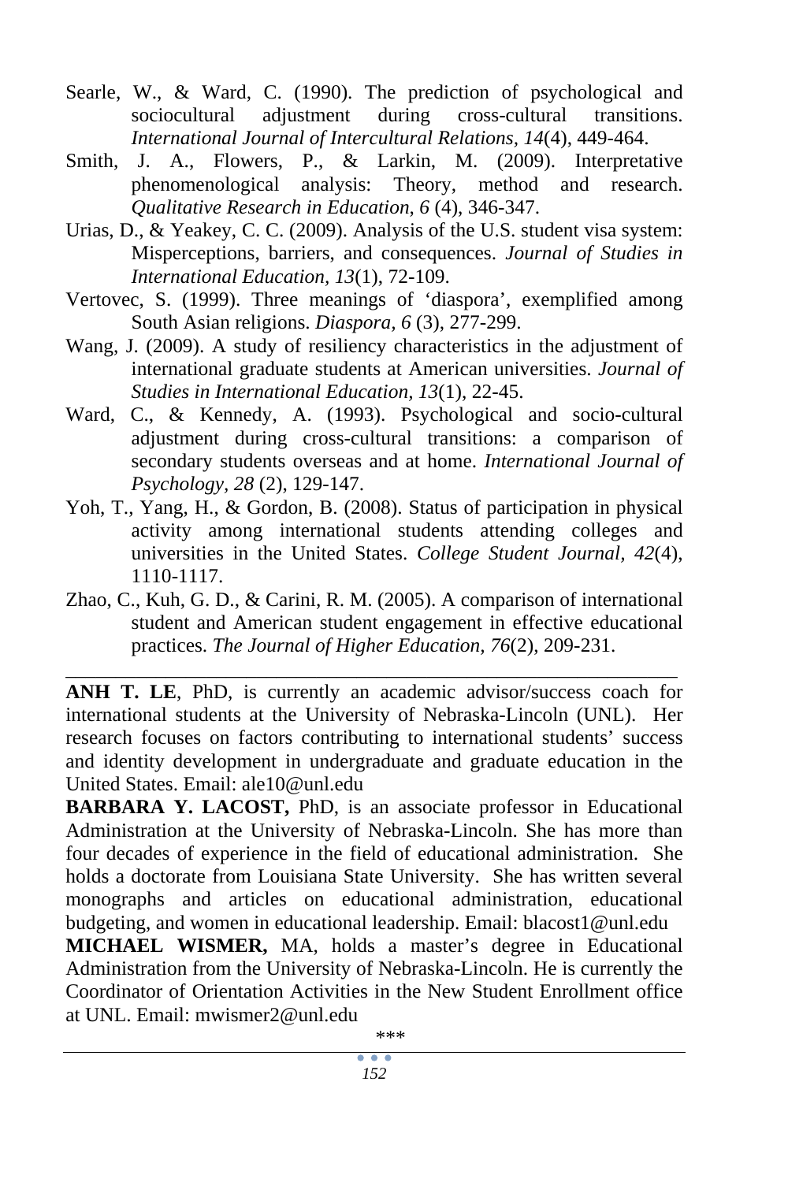Searle, W., & Ward, C. (1990). The prediction of psychological and sociocultural adjustment during cross-cultural transitions. *International Journal of Intercultural Relations*, *14*(4), 449-464.

Smith, J. A., Flowers, P., & Larkin, M. (2009). Interpretative phenomenological analysis: Theory, method and research. *Qualitative Research in Education*, *6* (4), 346-347.

Urias, D., & Yeakey, C. C. (2009). Analysis of the U.S. student visa system: Misperceptions, barriers, and consequences. *Journal of Studies in International Education, 13*(1), 72-109.

Vertovec, S. (1999). Three meanings of 'diaspora', exemplified among South Asian religions. *Diaspora, 6* (3), 277-299.

Wang, J. (2009). A study of resiliency characteristics in the adjustment of international graduate students at American universities. *Journal of Studies in International Education, 13*(1), 22-45.

Ward, C., & Kennedy, A. (1993). Psychological and socio-cultural adjustment during cross-cultural transitions: a comparison of secondary students overseas and at home. *International Journal of Psychology, 28* (2), 129-147.

Yoh, T., Yang, H., & Gordon, B. (2008). Status of participation in physical activity among international students attending colleges and universities in the United States. *College Student Journal, 42*(4), 1110-1117.

Zhao, C., Kuh, G. D., & Carini, R. M. (2005). A comparison of international student and American student engagement in effective educational practices. *The Journal of Higher Education, 76*(2), 209-231.

---

**ANH T. LE**, PhD, is currently an academic advisor/success coach for international students at the University of Nebraska-Lincoln (UNL). Her research focuses on factors contributing to international students' success and identity development in undergraduate and graduate education in the United States. Email: ale10@unl.edu

**BARBARA Y. LACOST,** PhD, is an associate professor in Educational Administration at the University of Nebraska-Lincoln. She has more than four decades of experience in the field of educational administration. She holds a doctorate from Louisiana State University. She has written several monographs and articles on educational administration, educational budgeting, and women in educational leadership. Email: blacost1@unl.edu

**MICHAEL WISMER,** MA, holds a master's degree in Educational Administration from the University of Nebraska-Lincoln. He is currently the Coordinator of Orientation Activities in the New Student Enrollment office at UNL. Email: mwismer2@unl.edu

***